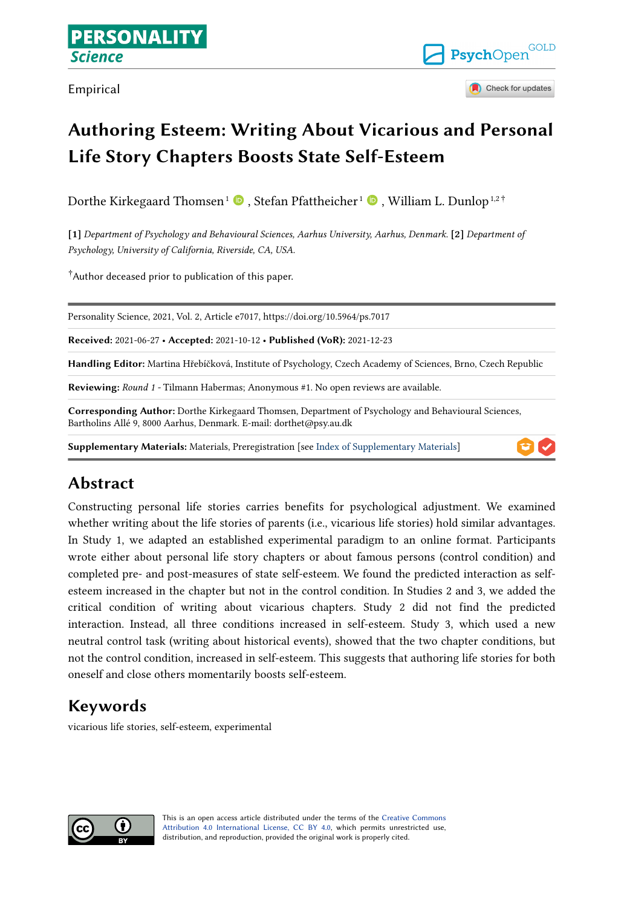Empirical

# Authoring Esteem: Writing About Vicarious and Personal Life Story Chapters Boosts State Self-Esteem

Dorthe Kirkegaard Thomsen [1], Stefan Pfattheicher [1], William L. Dunlop [1,2]†

[1] *Department of Psychology and Behavioural Sciences, Aarhus University, Aarhus, Denmark.* [2] *Department of Psychology, University of California, Riverside, CA, USA.*

† Author deceased prior to publication of this paper.

Personality Science, 2021, Vol. 2, Article e7017, https://doi.org/10.5964/ps.7017

**Received:** 2021-06-27 • **Accepted:** 2021-10-12 • **Published (VoR):** 2021-12-23

**Handling Editor:** Martina Hřebíčková, Institute of Psychology, Czech Academy of Sciences, Brno, Czech Republic

**Reviewing:** *Round 1* - Tilmann Habermas; Anonymous #1. No open reviews are available.

**Corresponding Author:** Dorthe Kirkegaard Thomsen, Department of Psychology and Behavioural Sciences, Bartholins Allé 9, 8000 Aarhus, Denmark. E-mail: dorthet@psy.au.dk

**Supplementary Materials:** Materials, Preregistration [see Index of Supplementary Materials]

## Abstract

Constructing personal life stories carries benefits for psychological adjustment. We examined whether writing about the life stories of parents (i.e., vicarious life stories) hold similar advantages. In Study 1, we adapted an established experimental paradigm to an online format. Participants wrote either about personal life story chapters or about famous persons (control condition) and completed pre- and post-measures of state self-esteem. We found the predicted interaction as self-esteem increased in the chapter but not in the control condition. In Studies 2 and 3, we added the critical condition of writing about vicarious chapters. Study 2 did not find the predicted interaction. Instead, all three conditions increased in self-esteem. Study 3, which used a new neutral control task (writing about historical events), showed that the two chapter conditions, but not the control condition, increased in self-esteem. This suggests that authoring life stories for both oneself and close others momentarily boosts self-esteem.

## Keywords

vicarious life stories, self-esteem, experimental

This is an open access article distributed under the terms of the Creative Commons Attribution 4.0 International License, CC BY 4.0, which permits unrestricted use, distribution, and reproduction, provided the original work is properly cited.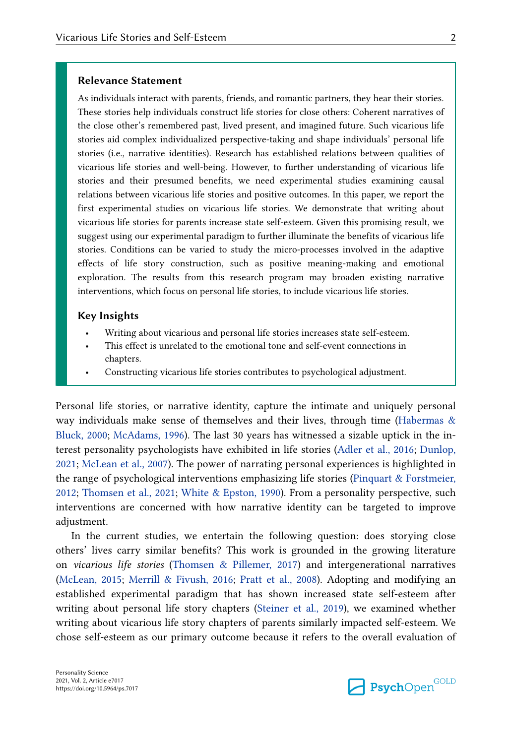### Relevance Statement

As individuals interact with parents, friends, and romantic partners, they hear their stories. These stories help individuals construct life stories for close others: Coherent narratives of the close other's remembered past, lived present, and imagined future. Such vicarious life stories aid complex individualized perspective-taking and shape individuals' personal life stories (i.e., narrative identities). Research has established relations between qualities of vicarious life stories and well-being. However, to further understanding of vicarious life stories and their presumed benefits, we need experimental studies examining causal relations between vicarious life stories and positive outcomes. In this paper, we report the first experimental studies on vicarious life stories. We demonstrate that writing about vicarious life stories for parents increase state self-esteem. Given this promising result, we suggest using our experimental paradigm to further illuminate the benefits of vicarious life stories. Conditions can be varied to study the micro-processes involved in the adaptive effects of life story construction, such as positive meaning-making and emotional exploration. The results from this research program may broaden existing narrative interventions, which focus on personal life stories, to include vicarious life stories.

### Key Insights

- Writing about vicarious and personal life stories increases state self-esteem.
- This effect is unrelated to the emotional tone and self-event connections in chapters.
- Constructing vicarious life stories contributes to psychological adjustment.

Personal life stories, or narrative identity, capture the intimate and uniquely personal way individuals make sense of themselves and their lives, through time (Habermas & Bluck, 2000; McAdams, 1996). The last 30 years has witnessed a sizable uptick in the interest personality psychologists have exhibited in life stories (Adler et al., 2016; Dunlop, 2021; McLean et al., 2007). The power of narrating personal experiences is highlighted in the range of psychological interventions emphasizing life stories (Pinquart & Forstmeier, 2012; Thomsen et al., 2021; White & Epston, 1990). From a personality perspective, such interventions are concerned with how narrative identity can be targeted to improve adjustment.

In the current studies, we entertain the following question: does storying close others' lives carry similar benefits? This work is grounded in the growing literature on *vicarious life stories* (Thomsen & Pillemer, 2017) and intergenerational narratives (McLean, 2015; Merrill & Fivush, 2016; Pratt et al., 2008). Adopting and modifying an established experimental paradigm that has shown increased state self-esteem after writing about personal life story chapters (Steiner et al., 2019), we examined whether writing about vicarious life story chapters of parents similarly impacted self-esteem. We chose self-esteem as our primary outcome because it refers to the overall evaluation of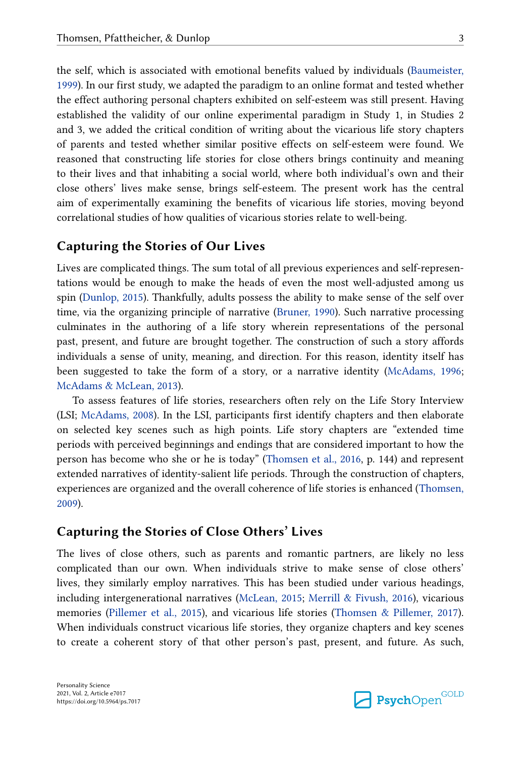the self, which is associated with emotional benefits valued by individuals (Baumeister, 1999). In our first study, we adapted the paradigm to an online format and tested whether the effect authoring personal chapters exhibited on self-esteem was still present. Having established the validity of our online experimental paradigm in Study 1, in Studies 2 and 3, we added the critical condition of writing about the vicarious life story chapters of parents and tested whether similar positive effects on self-esteem were found. We reasoned that constructing life stories for close others brings continuity and meaning to their lives and that inhabiting a social world, where both individual's own and their close others' lives make sense, brings self-esteem. The present work has the central aim of experimentally examining the benefits of vicarious life stories, moving beyond correlational studies of how qualities of vicarious stories relate to well-being.

## Capturing the Stories of Our Lives

Lives are complicated things. The sum total of all previous experiences and self-representations would be enough to make the heads of even the most well-adjusted among us spin (Dunlop, 2015). Thankfully, adults possess the ability to make sense of the self over time, via the organizing principle of narrative (Bruner, 1990). Such narrative processing culminates in the authoring of a life story wherein representations of the personal past, present, and future are brought together. The construction of such a story affords individuals a sense of unity, meaning, and direction. For this reason, identity itself has been suggested to take the form of a story, or a narrative identity (McAdams, 1996; McAdams & McLean, 2013).

To assess features of life stories, researchers often rely on the Life Story Interview (LSI; McAdams, 2008). In the LSI, participants first identify chapters and then elaborate on selected key scenes such as high points. Life story chapters are "extended time periods with perceived beginnings and endings that are considered important to how the person has become who she or he is today" (Thomsen et al., 2016, p. 144) and represent extended narratives of identity-salient life periods. Through the construction of chapters, experiences are organized and the overall coherence of life stories is enhanced (Thomsen, 2009).

## Capturing the Stories of Close Others' Lives

The lives of close others, such as parents and romantic partners, are likely no less complicated than our own. When individuals strive to make sense of close others' lives, they similarly employ narratives. This has been studied under various headings, including intergenerational narratives (McLean, 2015; Merrill & Fivush, 2016), vicarious memories (Pillemer et al., 2015), and vicarious life stories (Thomsen & Pillemer, 2017). When individuals construct vicarious life stories, they organize chapters and key scenes to create a coherent story of that other person's past, present, and future. As such,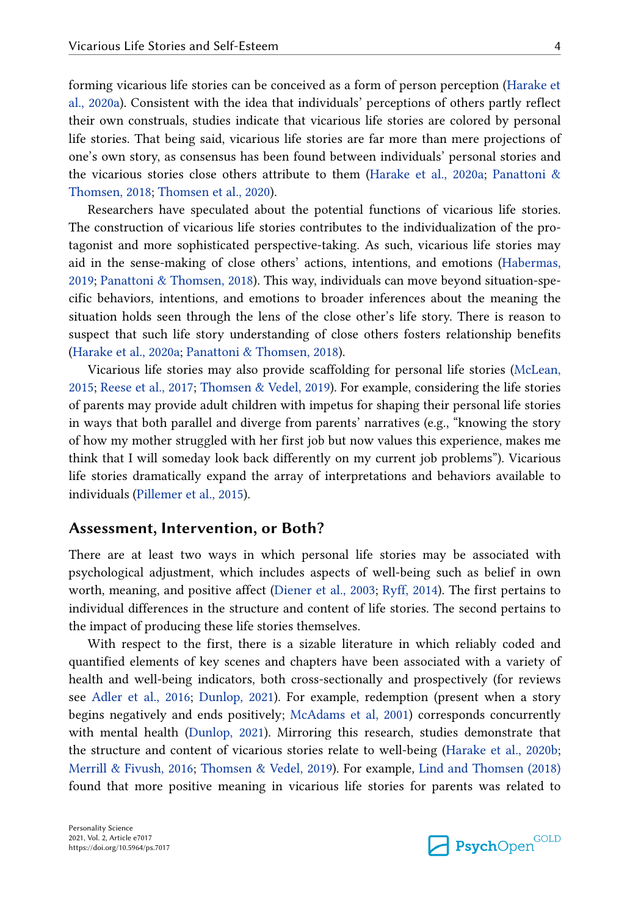forming vicarious life stories can be conceived as a form of person perception (Harake et al., 2020a). Consistent with the idea that individuals' perceptions of others partly reflect their own construals, studies indicate that vicarious life stories are colored by personal life stories. That being said, vicarious life stories are far more than mere projections of one's own story, as consensus has been found between individuals' personal stories and the vicarious stories close others attribute to them (Harake et al., 2020a; Panattoni & Thomsen, 2018; Thomsen et al., 2020).

Researchers have speculated about the potential functions of vicarious life stories. The construction of vicarious life stories contributes to the individualization of the protagonist and more sophisticated perspective-taking. As such, vicarious life stories may aid in the sense-making of close others' actions, intentions, and emotions (Habermas, 2019; Panattoni & Thomsen, 2018). This way, individuals can move beyond situation-specific behaviors, intentions, and emotions to broader inferences about the meaning the situation holds seen through the lens of the close other's life story. There is reason to suspect that such life story understanding of close others fosters relationship benefits (Harake et al., 2020a; Panattoni & Thomsen, 2018).

Vicarious life stories may also provide scaffolding for personal life stories (McLean, 2015; Reese et al., 2017; Thomsen & Vedel, 2019). For example, considering the life stories of parents may provide adult children with impetus for shaping their personal life stories in ways that both parallel and diverge from parents' narratives (e.g., "knowing the story of how my mother struggled with her first job but now values this experience, makes me think that I will someday look back differently on my current job problems"). Vicarious life stories dramatically expand the array of interpretations and behaviors available to individuals (Pillemer et al., 2015).

## Assessment, Intervention, or Both?

There are at least two ways in which personal life stories may be associated with psychological adjustment, which includes aspects of well-being such as belief in own worth, meaning, and positive affect (Diener et al., 2003; Ryff, 2014). The first pertains to individual differences in the structure and content of life stories. The second pertains to the impact of producing these life stories themselves.

With respect to the first, there is a sizable literature in which reliably coded and quantified elements of key scenes and chapters have been associated with a variety of health and well-being indicators, both cross-sectionally and prospectively (for reviews see Adler et al., 2016; Dunlop, 2021). For example, redemption (present when a story begins negatively and ends positively; McAdams et al, 2001) corresponds concurrently with mental health (Dunlop, 2021). Mirroring this research, studies demonstrate that the structure and content of vicarious stories relate to well-being (Harake et al., 2020b; Merrill & Fivush, 2016; Thomsen & Vedel, 2019). For example, Lind and Thomsen (2018) found that more positive meaning in vicarious life stories for parents was related to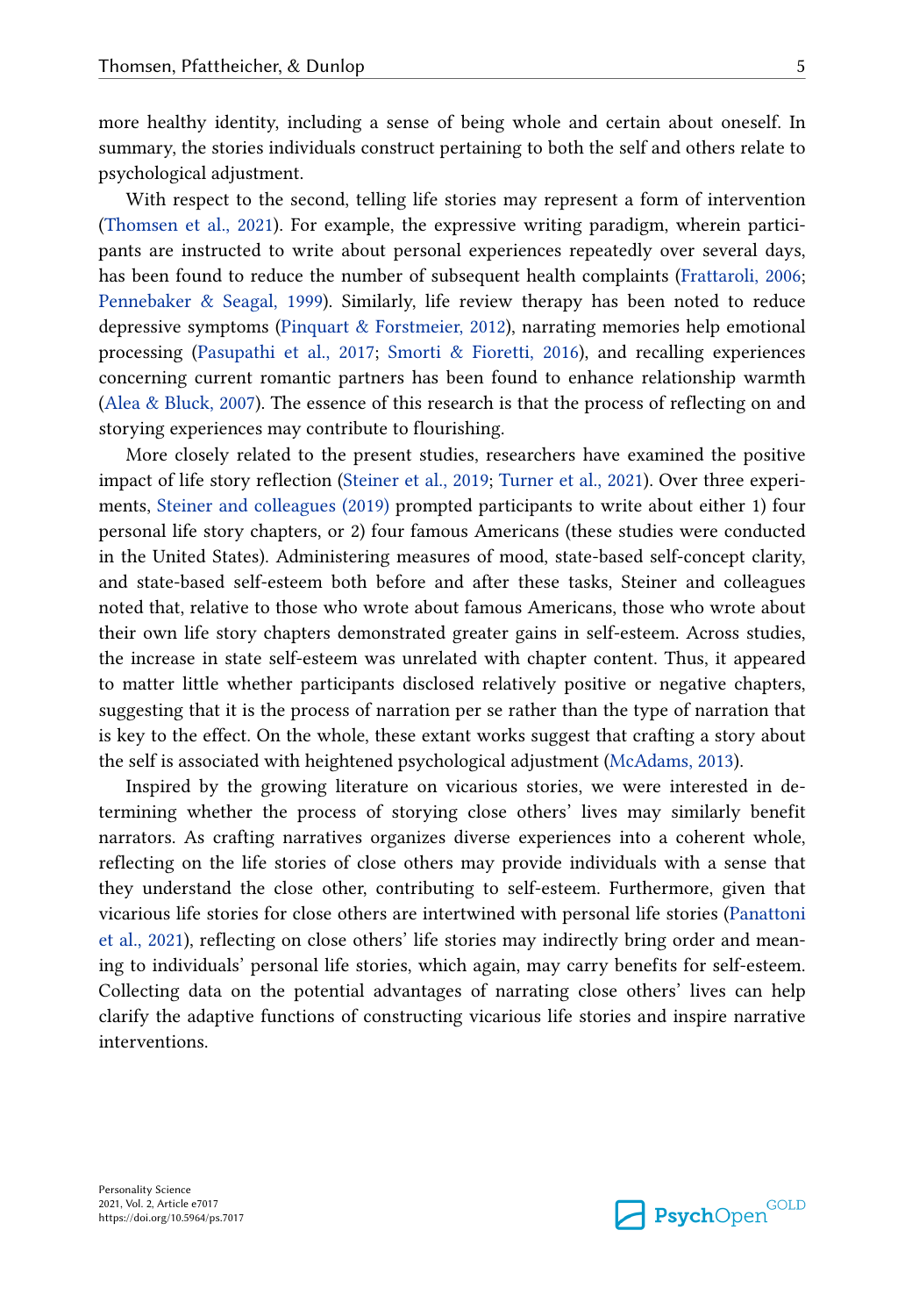more healthy identity, including a sense of being whole and certain about oneself. In summary, the stories individuals construct pertaining to both the self and others relate to psychological adjustment.

With respect to the second, telling life stories may represent a form of intervention (Thomsen et al., 2021). For example, the expressive writing paradigm, wherein participants are instructed to write about personal experiences repeatedly over several days, has been found to reduce the number of subsequent health complaints (Frattaroli, 2006; Pennebaker & Seagal, 1999). Similarly, life review therapy has been noted to reduce depressive symptoms (Pinquart & Forstmeier, 2012), narrating memories help emotional processing (Pasupathi et al., 2017; Smorti & Fioretti, 2016), and recalling experiences concerning current romantic partners has been found to enhance relationship warmth (Alea & Bluck, 2007). The essence of this research is that the process of reflecting on and storying experiences may contribute to flourishing.

More closely related to the present studies, researchers have examined the positive impact of life story reflection (Steiner et al., 2019; Turner et al., 2021). Over three experiments, Steiner and colleagues (2019) prompted participants to write about either 1) four personal life story chapters, or 2) four famous Americans (these studies were conducted in the United States). Administering measures of mood, state-based self-concept clarity, and state-based self-esteem both before and after these tasks, Steiner and colleagues noted that, relative to those who wrote about famous Americans, those who wrote about their own life story chapters demonstrated greater gains in self-esteem. Across studies, the increase in state self-esteem was unrelated with chapter content. Thus, it appeared to matter little whether participants disclosed relatively positive or negative chapters, suggesting that it is the process of narration per se rather than the type of narration that is key to the effect. On the whole, these extant works suggest that crafting a story about the self is associated with heightened psychological adjustment (McAdams, 2013).

Inspired by the growing literature on vicarious stories, we were interested in determining whether the process of storying close others' lives may similarly benefit narrators. As crafting narratives organizes diverse experiences into a coherent whole, reflecting on the life stories of close others may provide individuals with a sense that they understand the close other, contributing to self-esteem. Furthermore, given that vicarious life stories for close others are intertwined with personal life stories (Panattoni et al., 2021), reflecting on close others' life stories may indirectly bring order and meaning to individuals' personal life stories, which again, may carry benefits for self-esteem. Collecting data on the potential advantages of narrating close others' lives can help clarify the adaptive functions of constructing vicarious life stories and inspire narrative interventions.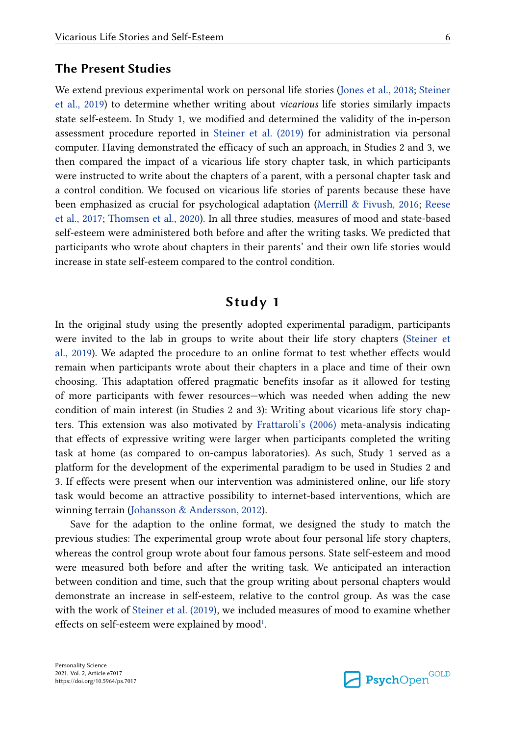## The Present Studies

We extend previous experimental work on personal life stories (Jones et al., 2018; Steiner et al., 2019) to determine whether writing about *vicarious* life stories similarly impacts state self-esteem. In Study 1, we modified and determined the validity of the in-person assessment procedure reported in Steiner et al. (2019) for administration via personal computer. Having demonstrated the efficacy of such an approach, in Studies 2 and 3, we then compared the impact of a vicarious life story chapter task, in which participants were instructed to write about the chapters of a parent, with a personal chapter task and a control condition. We focused on vicarious life stories of parents because these have been emphasized as crucial for psychological adaptation (Merrill & Fivush, 2016; Reese et al., 2017; Thomsen et al., 2020). In all three studies, measures of mood and state-based self-esteem were administered both before and after the writing tasks. We predicted that participants who wrote about chapters in their parents' and their own life stories would increase in state self-esteem compared to the control condition.

# Study 1

In the original study using the presently adopted experimental paradigm, participants were invited to the lab in groups to write about their life story chapters (Steiner et al., 2019). We adapted the procedure to an online format to test whether effects would remain when participants wrote about their chapters in a place and time of their own choosing. This adaptation offered pragmatic benefits insofar as it allowed for testing of more participants with fewer resources—which was needed when adding the new condition of main interest (in Studies 2 and 3): Writing about vicarious life story chapters. This extension was also motivated by Frattaroli's (2006) meta-analysis indicating that effects of expressive writing were larger when participants completed the writing task at home (as compared to on-campus laboratories). As such, Study 1 served as a platform for the development of the experimental paradigm to be used in Studies 2 and 3. If effects were present when our intervention was administered online, our life story task would become an attractive possibility to internet-based interventions, which are winning terrain (Johansson & Andersson, 2012).

Save for the adaption to the online format, we designed the study to match the previous studies: The experimental group wrote about four personal life story chapters, whereas the control group wrote about four famous persons. State self-esteem and mood were measured both before and after the writing task. We anticipated an interaction between condition and time, such that the group writing about personal chapters would demonstrate an increase in self-esteem, relative to the control group. As was the case with the work of Steiner et al. (2019), we included measures of mood to examine whether effects on self-esteem were explained by mood[1].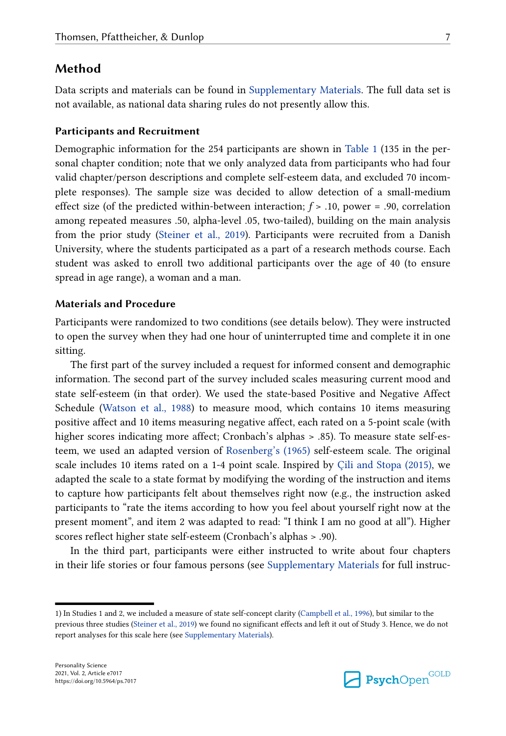## Method

Data scripts and materials can be found in Supplementary Materials. The full data set is not available, as national data sharing rules do not presently allow this.

### Participants and Recruitment

Demographic information for the 254 participants are shown in Table 1 (135 in the personal chapter condition; note that we only analyzed data from participants who had four valid chapter/person descriptions and complete self-esteem data, and excluded 70 incomplete responses). The sample size was decided to allow detection of a small-medium effect size (of the predicted within-between interaction; $f > .10$, power = .90, correlation among repeated measures .50, alpha-level .05, two-tailed), building on the main analysis from the prior study (Steiner et al., 2019). Participants were recruited from a Danish University, where the students participated as a part of a research methods course. Each student was asked to enroll two additional participants over the age of 40 (to ensure spread in age range), a woman and a man.

### Materials and Procedure

Participants were randomized to two conditions (see details below). They were instructed to open the survey when they had one hour of uninterrupted time and complete it in one sitting.

The first part of the survey included a request for informed consent and demographic information. The second part of the survey included scales measuring current mood and state self-esteem (in that order). We used the state-based Positive and Negative Affect Schedule (Watson et al., 1988) to measure mood, which contains 10 items measuring positive affect and 10 items measuring negative affect, each rated on a 5-point scale (with higher scores indicating more affect; Cronbach's alphas > .85). To measure state self-esteem, we used an adapted version of Rosenberg's (1965) self-esteem scale. The original scale includes 10 items rated on a 1-4 point scale. Inspired by Çili and Stopa (2015), we adapted the scale to a state format by modifying the wording of the instruction and items to capture how participants felt about themselves right now (e.g., the instruction asked participants to "rate the items according to how you feel about yourself right now at the present moment", and item 2 was adapted to read: "I think I am no good at all"). Higher scores reflect higher state self-esteem (Cronbach's alphas > .90).

In the third part, participants were either instructed to write about four chapters in their life stories or four famous persons (see Supplementary Materials for full instruc-

---

1) In Studies 1 and 2, we included a measure of state self-concept clarity (Campbell et al., 1996), but similar to the previous three studies (Steiner et al., 2019) we found no significant effects and left it out of Study 3. Hence, we do not report analyses for this scale here (see Supplementary Materials).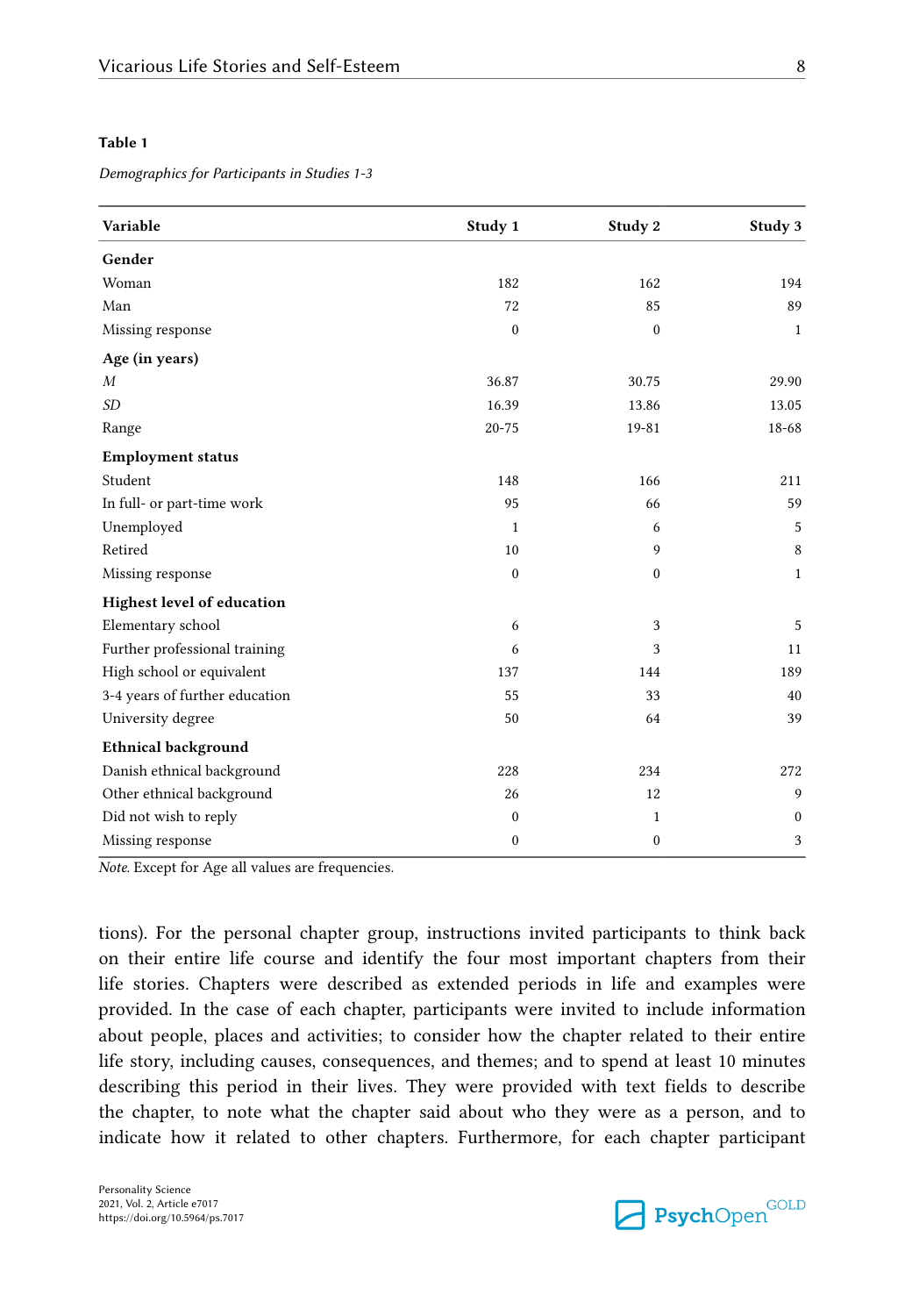**Table 1**

*Demographics for Participants in Studies 1-3*

| Variable | Study 1 | Study 2 | Study 3 |
|---|---|---|---|
| **Gender** | | | |
| Woman | 182 | 162 | 194 |
| Man | 72 | 85 | 89 |
| Missing response | 0 | 0 | 1 |
| **Age (in years)** | | | |
| *M* | 36.87 | 30.75 | 29.90 |
| *SD* | 16.39 | 13.86 | 13.05 |
| Range | 20-75 | 19-81 | 18-68 |
| **Employment status** | | | |
| Student | 148 | 166 | 211 |
| In full- or part-time work | 95 | 66 | 59 |
| Unemployed | 1 | 6 | 5 |
| Retired | 10 | 9 | 8 |
| Missing response | 0 | 0 | 1 |
| **Highest level of education** | | | |
| Elementary school | 6 | 3 | 5 |
| Further professional training | 6 | 3 | 11 |
| High school or equivalent | 137 | 144 | 189 |
| 3-4 years of further education | 55 | 33 | 40 |
| University degree | 50 | 64 | 39 |
| **Ethnical background** | | | |
| Danish ethnical background | 228 | 234 | 272 |
| Other ethnical background | 26 | 12 | 9 |
| Did not wish to reply | 0 | 1 | 0 |
| Missing response | 0 | 0 | 3 |

*Note.* Except for Age all values are frequencies.

tions). For the personal chapter group, instructions invited participants to think back on their entire life course and identify the four most important chapters from their life stories. Chapters were described as extended periods in life and examples were provided. In the case of each chapter, participants were invited to include information about people, places and activities; to consider how the chapter related to their entire life story, including causes, consequences, and themes; and to spend at least 10 minutes describing this period in their lives. They were provided with text fields to describe the chapter, to note what the chapter said about who they were as a person, and to indicate how it related to other chapters. Furthermore, for each chapter participant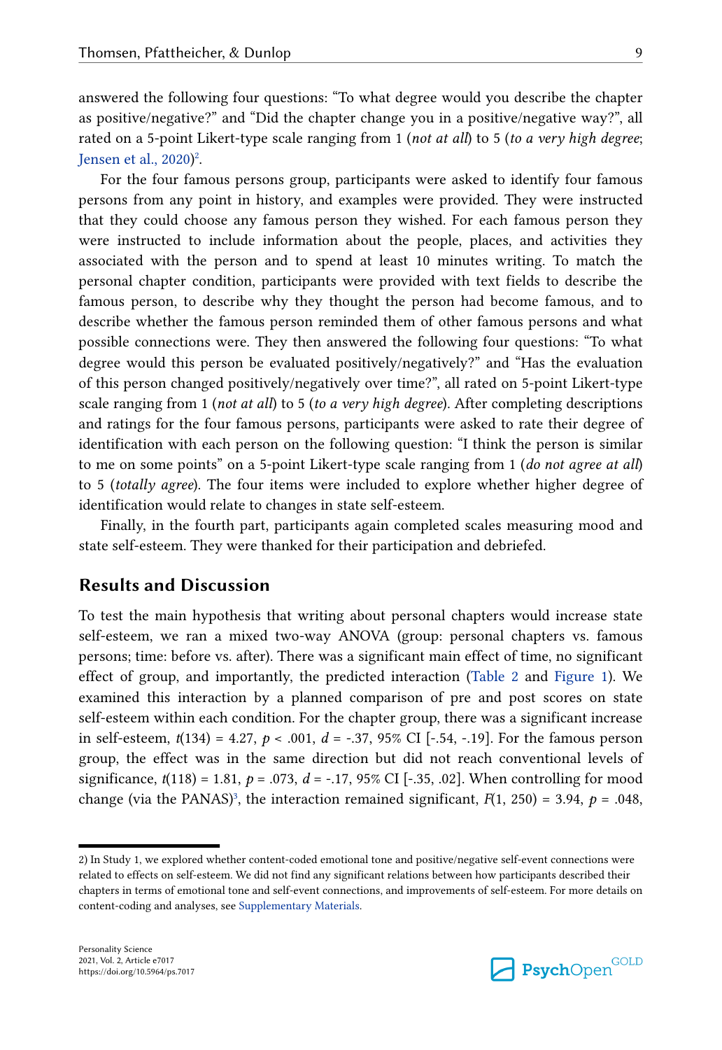answered the following four questions: "To what degree would you describe the chapter as positive/negative?" and "Did the chapter change you in a positive/negative way?", all rated on a 5-point Likert-type scale ranging from 1 (*not at all*) to 5 (*to a very high degree*; Jensen et al., 2020)[2].

For the four famous persons group, participants were asked to identify four famous persons from any point in history, and examples were provided. They were instructed that they could choose any famous person they wished. For each famous person they were instructed to include information about the people, places, and activities they associated with the person and to spend at least 10 minutes writing. To match the personal chapter condition, participants were provided with text fields to describe the famous person, to describe why they thought the person had become famous, and to describe whether the famous person reminded them of other famous persons and what possible connections were. They then answered the following four questions: "To what degree would this person be evaluated positively/negatively?" and "Has the evaluation of this person changed positively/negatively over time?", all rated on 5-point Likert-type scale ranging from 1 (*not at all*) to 5 (*to a very high degree*). After completing descriptions and ratings for the four famous persons, participants were asked to rate their degree of identification with each person on the following question: "I think the person is similar to me on some points" on a 5-point Likert-type scale ranging from 1 (*do not agree at all*) to 5 (*totally agree*). The four items were included to explore whether higher degree of identification would relate to changes in state self-esteem.

Finally, in the fourth part, participants again completed scales measuring mood and state self-esteem. They were thanked for their participation and debriefed.

## Results and Discussion

To test the main hypothesis that writing about personal chapters would increase state self-esteem, we ran a mixed two-way ANOVA (group: personal chapters vs. famous persons; time: before vs. after). There was a significant main effect of time, no significant effect of group, and importantly, the predicted interaction (Table 2 and Figure 1). We examined this interaction by a planned comparison of pre and post scores on state self-esteem within each condition. For the chapter group, there was a significant increase in self-esteem, $t(134) = 4.27$, $p < .001$, $d = -.37$, 95% CI [-.54, -.19]. For the famous person group, the effect was in the same direction but did not reach conventional levels of significance, $t(118) = 1.81$, $p = .073$, $d = -.17$, 95% CI [-.35, .02]. When controlling for mood change (via the PANAS)[3], the interaction remained significant, $F(1, 250) = 3.94$, $p = .048$,

2) In Study 1, we explored whether content-coded emotional tone and positive/negative self-event connections were related to effects on self-esteem. We did not find any significant relations between how participants described their chapters in terms of emotional tone and self-event connections, and improvements of self-esteem. For more details on content-coding and analyses, see Supplementary Materials.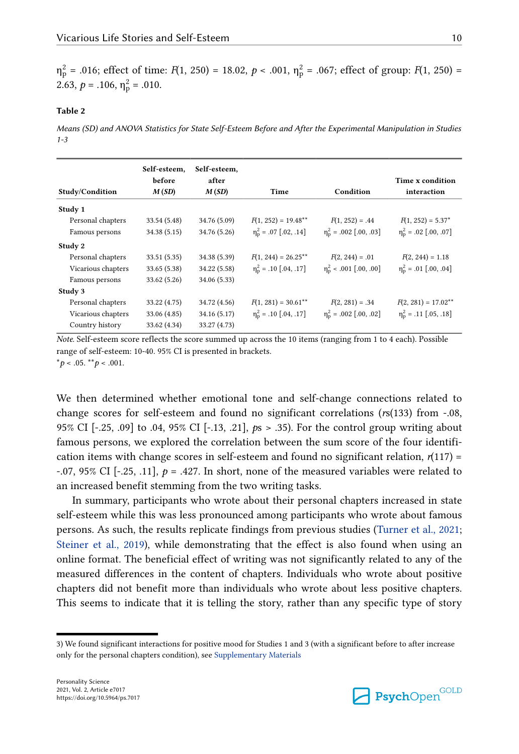$\eta_p^2$ = .016; effect of time: $F(1, 250) = 18.02$, $p < .001$, $\eta_p^2 = .067$; effect of group: $F(1, 250) = 2.63$, $p = .106$, $\eta_p^2 = .010$.

**Table 2**

*Means (SD) and ANOVA Statistics for State Self-Esteem Before and After the Experimental Manipulation in Studies 1-3*

| Study/Condition | Self-esteem, before *M* (*SD*) | Self-esteem, after *M* (*SD*) | Time | Condition | Time x condition interaction |
|---|---|---|---|---|---|
| **Study 1** | | | | | |
| Personal chapters | 33.54 (5.48) | 34.76 (5.09) | $F(1, 252) = 19.48^{**}$ | $F(1, 252) = .44$ | $F(1, 252) = 5.37^{*}$ |
| Famous persons | 34.38 (5.15) | 34.76 (5.26) | $\eta_p^2 = .07$ [.02, .14] | $\eta_p^2 = .002$ [.00, .03] | $\eta_p^2 = .02$ [.00, .07] |
| **Study 2** | | | | | |
| Personal chapters | 33.51 (5.35) | 34.38 (5.39) | $F(1, 244) = 26.25^{**}$ | $F(2, 244) = .01$ | $F(2, 244) = 1.18$ |
| Vicarious chapters | 33.65 (5.38) | 34.22 (5.58) | $\eta_p^2 = .10$ [.04, .17] | $\eta_p^2 < .001$ [.00, .00] | $\eta_p^2 = .01$ [.00, .04] |
| Famous persons | 33.62 (5.26) | 34.06 (5.33) | | | |
| **Study 3** | | | | | |
| Personal chapters | 33.22 (4.75) | 34.72 (4.56) | $F(1, 281) = 30.61^{**}$ | $F(2, 281) = .34$ | $F(2, 281) = 17.02^{**}$ |
| Vicarious chapters | 33.06 (4.85) | 34.16 (5.17) | $\eta_p^2 = .10$ [.04, .17] | $\eta_p^2 = .002$ [.00, .02] | $\eta_p^2 = .11$ [.05, .18] |
| Country history | 33.62 (4.34) | 33.27 (4.73) | | | |

*Note.* Self-esteem score reflects the score summed up across the 10 items (ranging from 1 to 4 each). Possible range of self-esteem: 10-40. 95% CI is presented in brackets.
$^{*}p < .05$. $^{**}p < .001$.

We then determined whether emotional tone and self-change connections related to change scores for self-esteem and found no significant correlations (*r*s(133) from -.08, 95% CI [-.25, .09] to .04, 95% CI [-.13, .21], *p*s > .35). For the control group writing about famous persons, we explored the correlation between the sum score of the four identification items with change scores in self-esteem and found no significant relation, $r(117) = -.07$, 95% CI [-.25, .11], $p = .427$. In short, none of the measured variables were related to an increased benefit stemming from the two writing tasks.

In summary, participants who wrote about their personal chapters increased in state self-esteem while this was less pronounced among participants who wrote about famous persons. As such, the results replicate findings from previous studies (Turner et al., 2021; Steiner et al., 2019), while demonstrating that the effect is also found when using an online format. The beneficial effect of writing was not significantly related to any of the measured differences in the content of chapters. Individuals who wrote about positive chapters did not benefit more than individuals who wrote about less positive chapters. This seems to indicate that it is telling the story, rather than any specific type of story

3) We found significant interactions for positive mood for Studies 1 and 3 (with a significant before to after increase only for the personal chapters condition), see Supplementary Materials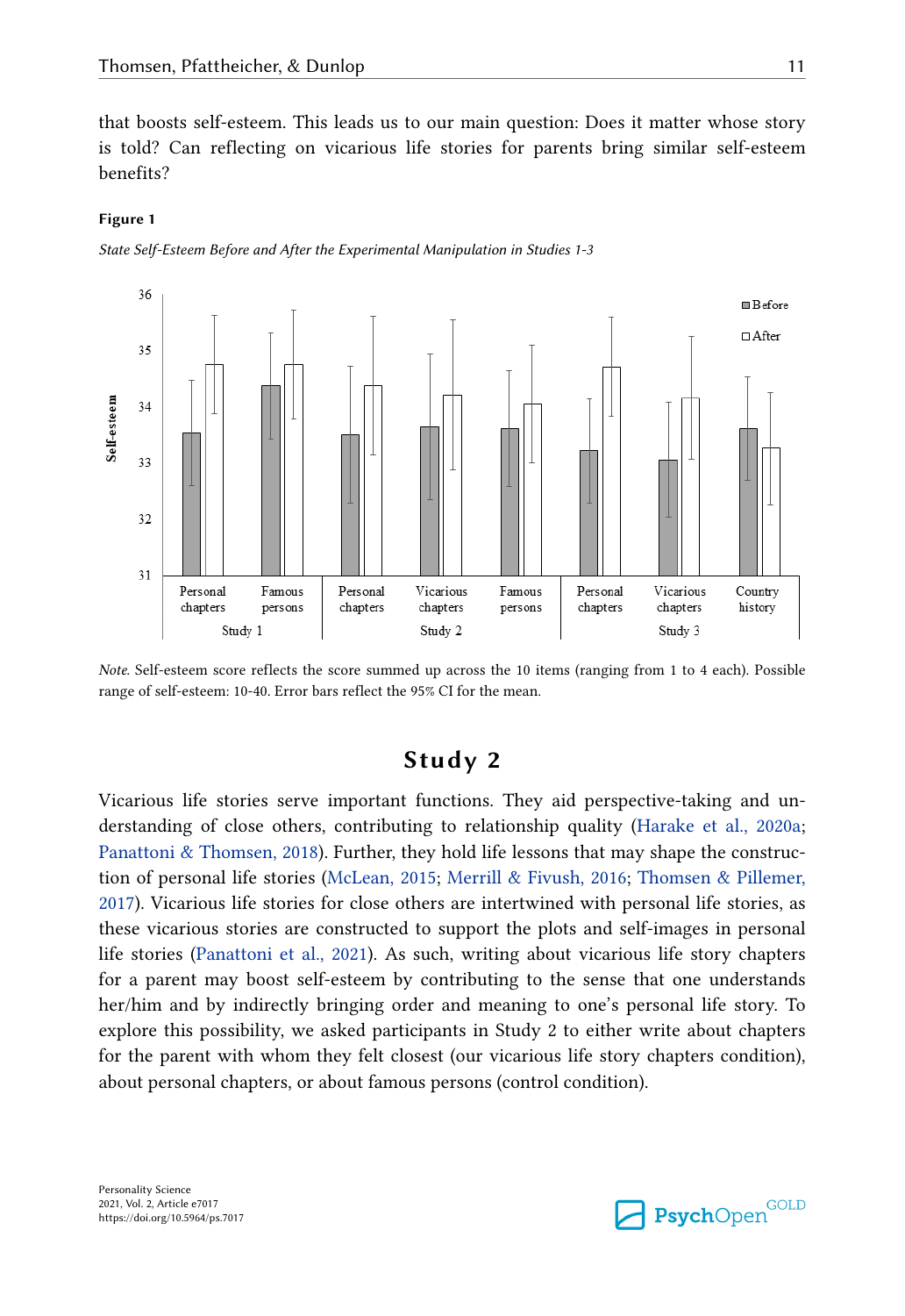that boosts self-esteem. This leads us to our main question: Does it matter whose story is told? Can reflecting on vicarious life stories for parents bring similar self-esteem benefits?

**Figure 1**

*State Self-Esteem Before and After the Experimental Manipulation in Studies 1-3*

*Note*. Self-esteem score reflects the score summed up across the 10 items (ranging from 1 to 4 each). Possible range of self-esteem: 10-40. Error bars reflect the 95% CI for the mean.

## Study 2

Vicarious life stories serve important functions. They aid perspective-taking and understanding of close others, contributing to relationship quality (Harake et al., 2020a; Panattoni & Thomsen, 2018). Further, they hold life lessons that may shape the construction of personal life stories (McLean, 2015; Merrill & Fivush, 2016; Thomsen & Pillemer, 2017). Vicarious life stories for close others are intertwined with personal life stories, as these vicarious stories are constructed to support the plots and self-images in personal life stories (Panattoni et al., 2021). As such, writing about vicarious life story chapters for a parent may boost self-esteem by contributing to the sense that one understands her/him and by indirectly bringing order and meaning to one's personal life story. To explore this possibility, we asked participants in Study 2 to either write about chapters for the parent with whom they felt closest (our vicarious life story chapters condition), about personal chapters, or about famous persons (control condition).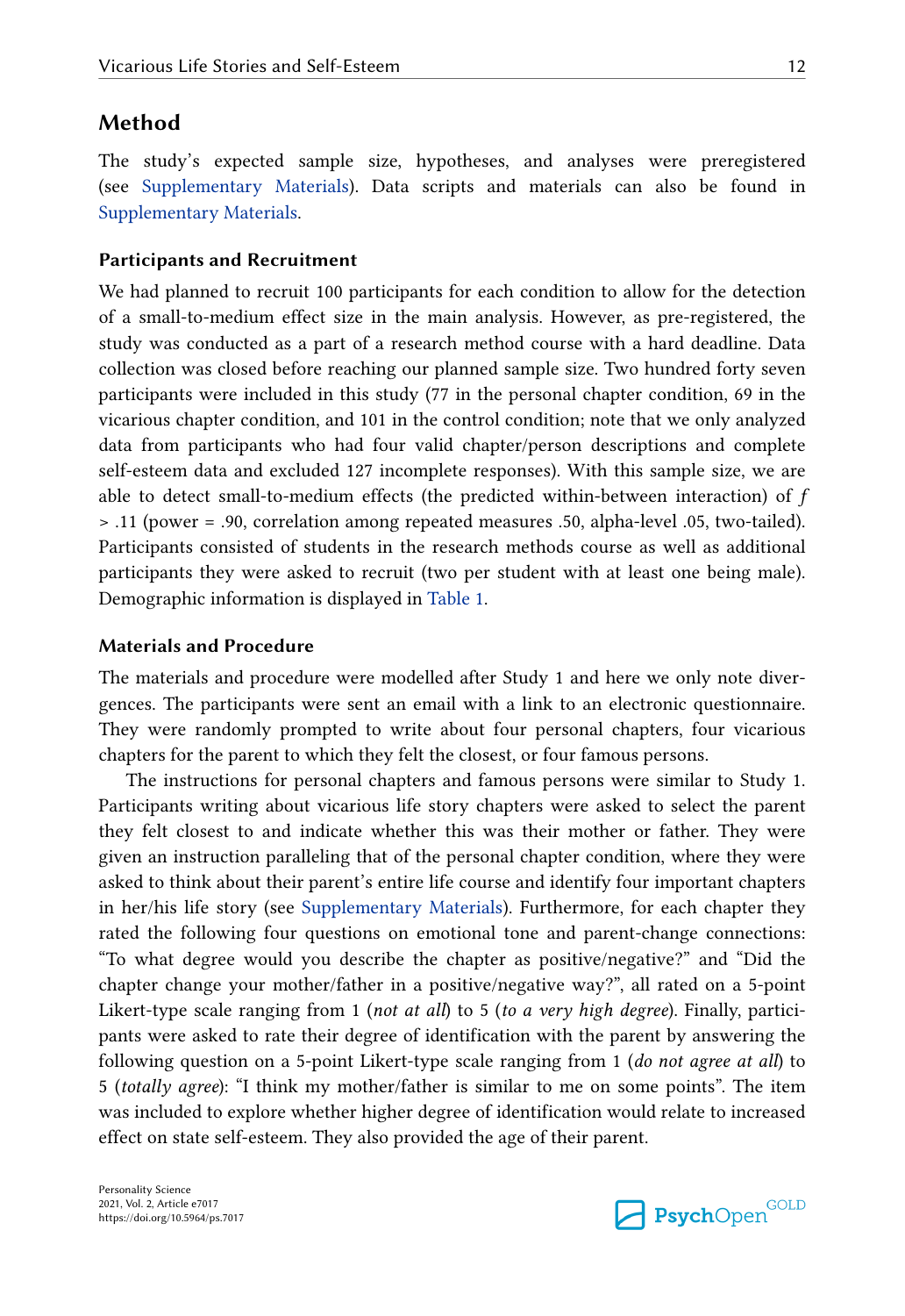## Method

The study's expected sample size, hypotheses, and analyses were preregistered (see Supplementary Materials). Data scripts and materials can also be found in Supplementary Materials.

### Participants and Recruitment

We had planned to recruit 100 participants for each condition to allow for the detection of a small-to-medium effect size in the main analysis. However, as pre-registered, the study was conducted as a part of a research method course with a hard deadline. Data collection was closed before reaching our planned sample size. Two hundred forty seven participants were included in this study (77 in the personal chapter condition, 69 in the vicarious chapter condition, and 101 in the control condition; note that we only analyzed data from participants who had four valid chapter/person descriptions and complete self-esteem data and excluded 127 incomplete responses). With this sample size, we are able to detect small-to-medium effects (the predicted within-between interaction) of $f > .11$ (power = .90, correlation among repeated measures .50, alpha-level .05, two-tailed). Participants consisted of students in the research methods course as well as additional participants they were asked to recruit (two per student with at least one being male). Demographic information is displayed in Table 1.

### Materials and Procedure

The materials and procedure were modelled after Study 1 and here we only note divergences. The participants were sent an email with a link to an electronic questionnaire. They were randomly prompted to write about four personal chapters, four vicarious chapters for the parent to which they felt the closest, or four famous persons.

The instructions for personal chapters and famous persons were similar to Study 1. Participants writing about vicarious life story chapters were asked to select the parent they felt closest to and indicate whether this was their mother or father. They were given an instruction paralleling that of the personal chapter condition, where they were asked to think about their parent's entire life course and identify four important chapters in her/his life story (see Supplementary Materials). Furthermore, for each chapter they rated the following four questions on emotional tone and parent-change connections: "To what degree would you describe the chapter as positive/negative?" and "Did the chapter change your mother/father in a positive/negative way?", all rated on a 5-point Likert-type scale ranging from 1 (*not at all*) to 5 (*to a very high degree*). Finally, participants were asked to rate their degree of identification with the parent by answering the following question on a 5-point Likert-type scale ranging from 1 (*do not agree at all*) to 5 (*totally agree*): "I think my mother/father is similar to me on some points". The item was included to explore whether higher degree of identification would relate to increased effect on state self-esteem. They also provided the age of their parent.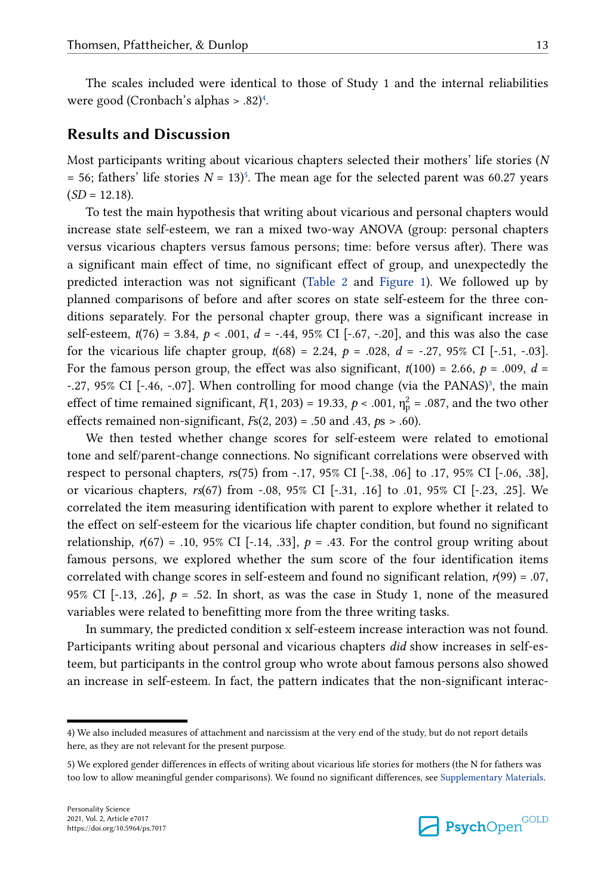The scales included were identical to those of Study 1 and the internal reliabilities were good (Cronbach's alphas > .82)[4].

## Results and Discussion

Most participants writing about vicarious chapters selected their mothers' life stories (*N* = 56; fathers' life stories *N* = 13)[5]. The mean age for the selected parent was 60.27 years (*SD* = 12.18).

To test the main hypothesis that writing about vicarious and personal chapters would increase state self-esteem, we ran a mixed two-way ANOVA (group: personal chapters versus vicarious chapters versus famous persons; time: before versus after). There was a significant main effect of time, no significant effect of group, and unexpectedly the predicted interaction was not significant (Table 2 and Figure 1). We followed up by planned comparisons of before and after scores on state self-esteem for the three conditions separately. For the personal chapter group, there was a significant increase in self-esteem, $t(76) = 3.84$, $p < .001$, $d = -.44$, 95% CI [-.67, -.20], and this was also the case for the vicarious life chapter group, $t(68) = 2.24$, $p = .028$, $d = -.27$, 95% CI [-.51, -.03]. For the famous person group, the effect was also significant, $t(100) = 2.66$, $p = .009$, $d = -.27$, 95% CI [-.46, -.07]. When controlling for mood change (via the PANAS)[3], the main effect of time remained significant, $F(1, 203) = 19.33$, $p < .001$, $\eta_p^2 = .087$, and the two other effects remained non-significant, $Fs(2, 203) = .50$ and $.43$, $ps > .60$).

We then tested whether change scores for self-esteem were related to emotional tone and self/parent-change connections. No significant correlations were observed with respect to personal chapters, $rs(75)$ from -.17, 95% CI [-.38, .06] to .17, 95% CI [-.06, .38], or vicarious chapters, $rs(67)$ from -.08, 95% CI [-.31, .16] to .01, 95% CI [-.23, .25]. We correlated the item measuring identification with parent to explore whether it related to the effect on self-esteem for the vicarious life chapter condition, but found no significant relationship, $r(67) = .10$, 95% CI [-.14, .33], $p = .43$. For the control group writing about famous persons, we explored whether the sum score of the four identification items correlated with change scores in self-esteem and found no significant relation, $r(99) = .07$, 95% CI [-.13, .26], $p = .52$. In short, as was the case in Study 1, none of the measured variables were related to benefitting more from the three writing tasks.

In summary, the predicted condition x self-esteem increase interaction was not found. Participants writing about personal and vicarious chapters *did* show increases in self-esteem, but participants in the control group who wrote about famous persons also showed an increase in self-esteem. In fact, the pattern indicates that the non-significant interac-

---

4) We also included measures of attachment and narcissism at the very end of the study, but do not report details here, as they are not relevant for the present purpose.

5) We explored gender differences in effects of writing about vicarious life stories for mothers (the N for fathers was too low to allow meaningful gender comparisons). We found no significant differences, see Supplementary Materials.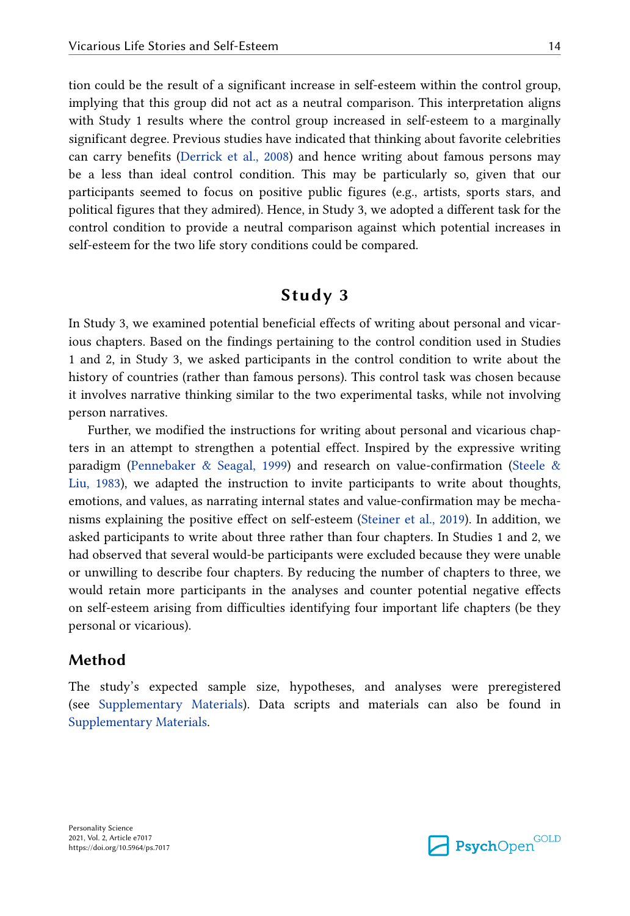tion could be the result of a significant increase in self-esteem within the control group, implying that this group did not act as a neutral comparison. This interpretation aligns with Study 1 results where the control group increased in self-esteem to a marginally significant degree. Previous studies have indicated that thinking about favorite celebrities can carry benefits (Derrick et al., 2008) and hence writing about famous persons may be a less than ideal control condition. This may be particularly so, given that our participants seemed to focus on positive public figures (e.g., artists, sports stars, and political figures that they admired). Hence, in Study 3, we adopted a different task for the control condition to provide a neutral comparison against which potential increases in self-esteem for the two life story conditions could be compared.

## Study 3

In Study 3, we examined potential beneficial effects of writing about personal and vicarious chapters. Based on the findings pertaining to the control condition used in Studies 1 and 2, in Study 3, we asked participants in the control condition to write about the history of countries (rather than famous persons). This control task was chosen because it involves narrative thinking similar to the two experimental tasks, while not involving person narratives.

Further, we modified the instructions for writing about personal and vicarious chapters in an attempt to strengthen a potential effect. Inspired by the expressive writing paradigm (Pennebaker & Seagal, 1999) and research on value-confirmation (Steele & Liu, 1983), we adapted the instruction to invite participants to write about thoughts, emotions, and values, as narrating internal states and value-confirmation may be mechanisms explaining the positive effect on self-esteem (Steiner et al., 2019). In addition, we asked participants to write about three rather than four chapters. In Studies 1 and 2, we had observed that several would-be participants were excluded because they were unable or unwilling to describe four chapters. By reducing the number of chapters to three, we would retain more participants in the analyses and counter potential negative effects on self-esteem arising from difficulties identifying four important life chapters (be they personal or vicarious).

### Method

The study's expected sample size, hypotheses, and analyses were preregistered (see Supplementary Materials). Data scripts and materials can also be found in Supplementary Materials.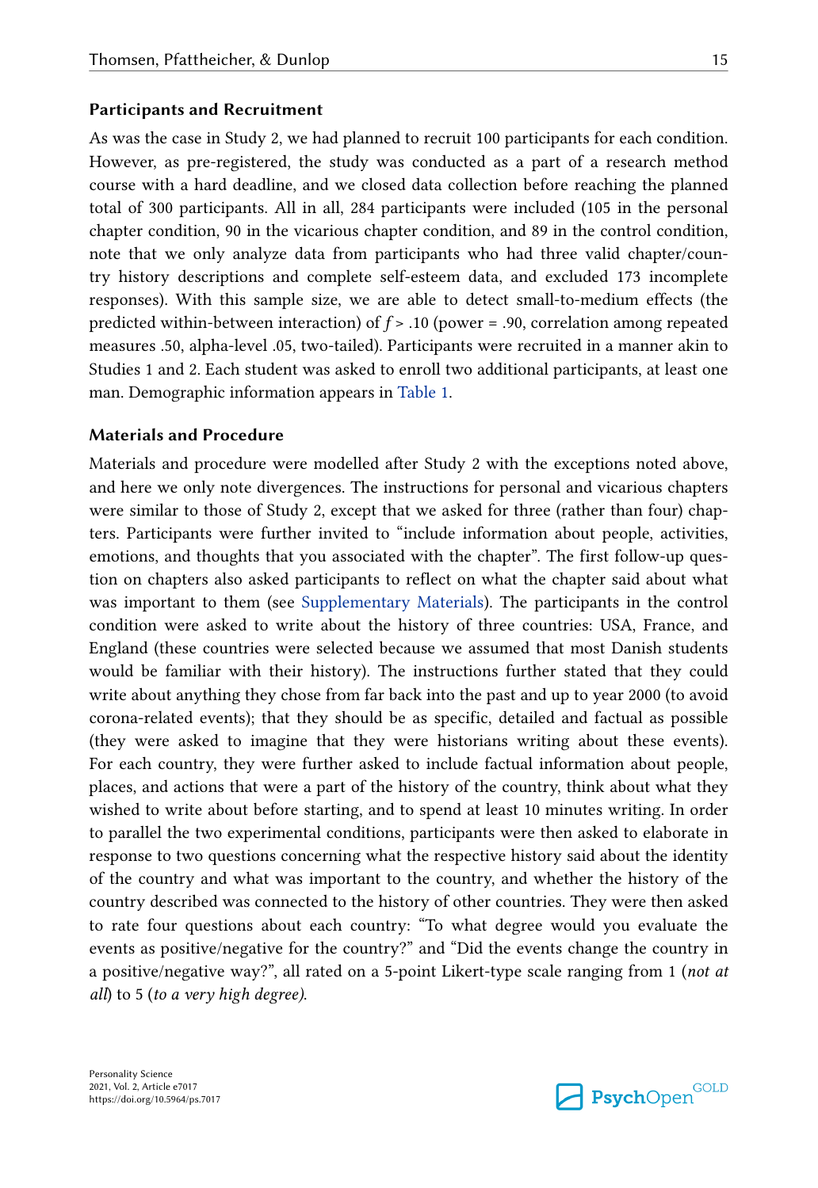### Participants and Recruitment

As was the case in Study 2, we had planned to recruit 100 participants for each condition. However, as pre-registered, the study was conducted as a part of a research method course with a hard deadline, and we closed data collection before reaching the planned total of 300 participants. All in all, 284 participants were included (105 in the personal chapter condition, 90 in the vicarious chapter condition, and 89 in the control condition, note that we only analyze data from participants who had three valid chapter/country history descriptions and complete self-esteem data, and excluded 173 incomplete responses). With this sample size, we are able to detect small-to-medium effects (the predicted within-between interaction) of $f > .10$ (power = .90, correlation among repeated measures .50, alpha-level .05, two-tailed). Participants were recruited in a manner akin to Studies 1 and 2. Each student was asked to enroll two additional participants, at least one man. Demographic information appears in Table 1.

### Materials and Procedure

Materials and procedure were modelled after Study 2 with the exceptions noted above, and here we only note divergences. The instructions for personal and vicarious chapters were similar to those of Study 2, except that we asked for three (rather than four) chapters. Participants were further invited to "include information about people, activities, emotions, and thoughts that you associated with the chapter". The first follow-up question on chapters also asked participants to reflect on what the chapter said about what was important to them (see Supplementary Materials). The participants in the control condition were asked to write about the history of three countries: USA, France, and England (these countries were selected because we assumed that most Danish students would be familiar with their history). The instructions further stated that they could write about anything they chose from far back into the past and up to year 2000 (to avoid corona-related events); that they should be as specific, detailed and factual as possible (they were asked to imagine that they were historians writing about these events). For each country, they were further asked to include factual information about people, places, and actions that were a part of the history of the country, think about what they wished to write about before starting, and to spend at least 10 minutes writing. In order to parallel the two experimental conditions, participants were then asked to elaborate in response to two questions concerning what the respective history said about the identity of the country and what was important to the country, and whether the history of the country described was connected to the history of other countries. They were then asked to rate four questions about each country: "To what degree would you evaluate the events as positive/negative for the country?" and "Did the events change the country in a positive/negative way?", all rated on a 5-point Likert-type scale ranging from 1 (*not at all*) to 5 (*to a very high degree*).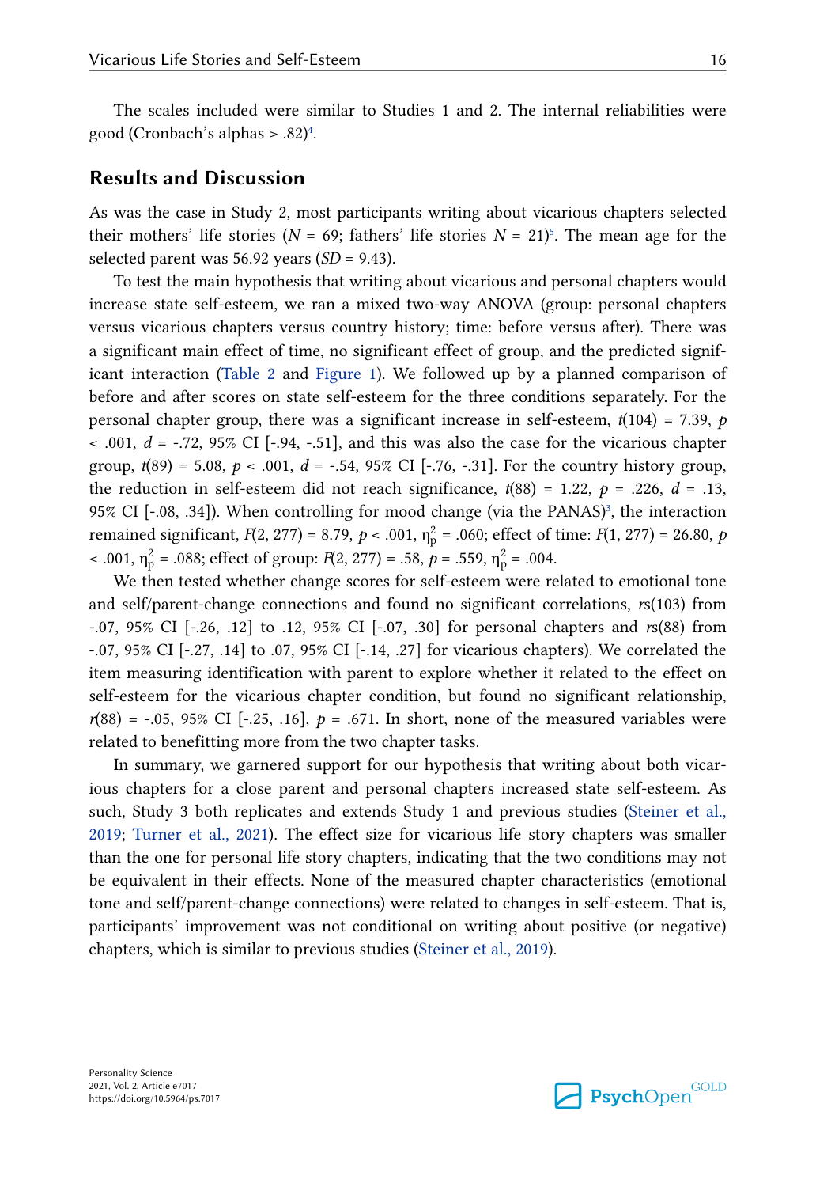The scales included were similar to Studies 1 and 2. The internal reliabilities were good (Cronbach's alphas > .82)[4].

## Results and Discussion

As was the case in Study 2, most participants writing about vicarious chapters selected their mothers' life stories ($N$ = 69; fathers' life stories $N$ = 21)[5]. The mean age for the selected parent was 56.92 years ($SD$ = 9.43).

To test the main hypothesis that writing about vicarious and personal chapters would increase state self-esteem, we ran a mixed two-way ANOVA (group: personal chapters versus vicarious chapters versus country history; time: before versus after). There was a significant main effect of time, no significant effect of group, and the predicted significant interaction (Table 2 and Figure 1). We followed up by a planned comparison of before and after scores on state self-esteem for the three conditions separately. For the personal chapter group, there was a significant increase in self-esteem, $t(104) = 7.39$, $p < .001$, $d = -.72$, 95% CI [-.94, -.51], and this was also the case for the vicarious chapter group, $t(89) = 5.08$, $p < .001$, $d = -.54$, 95% CI [-.76, -.31]. For the country history group, the reduction in self-esteem did not reach significance, $t(88) = 1.22$, $p = .226$, $d = .13$, 95% CI [-.08, .34]). When controlling for mood change (via the PANAS)[3], the interaction remained significant, $F(2, 277) = 8.79$, $p < .001$, $\eta_p^2 = .060$; effect of time: $F(1, 277) = 26.80$, $p < .001$, $\eta_p^2 = .088$; effect of group: $F(2, 277) = .58$, $p = .559$, $\eta_p^2 = .004$.

We then tested whether change scores for self-esteem were related to emotional tone and self/parent-change connections and found no significant correlations, $rs(103)$ from -.07, 95% CI [-.26, .12] to .12, 95% CI [-.07, .30] for personal chapters and $rs(88)$ from -.07, 95% CI [-.27, .14] to .07, 95% CI [-.14, .27] for vicarious chapters). We correlated the item measuring identification with parent to explore whether it related to the effect on self-esteem for the vicarious chapter condition, but found no significant relationship, $r(88) = -.05$, 95% CI [-.25, .16], $p = .671$. In short, none of the measured variables were related to benefitting more from the two chapter tasks.

In summary, we garnered support for our hypothesis that writing about both vicarious chapters for a close parent and personal chapters increased state self-esteem. As such, Study 3 both replicates and extends Study 1 and previous studies (Steiner et al., 2019; Turner et al., 2021). The effect size for vicarious life story chapters was smaller than the one for personal life story chapters, indicating that the two conditions may not be equivalent in their effects. None of the measured chapter characteristics (emotional tone and self/parent-change connections) were related to changes in self-esteem. That is, participants' improvement was not conditional on writing about positive (or negative) chapters, which is similar to previous studies (Steiner et al., 2019).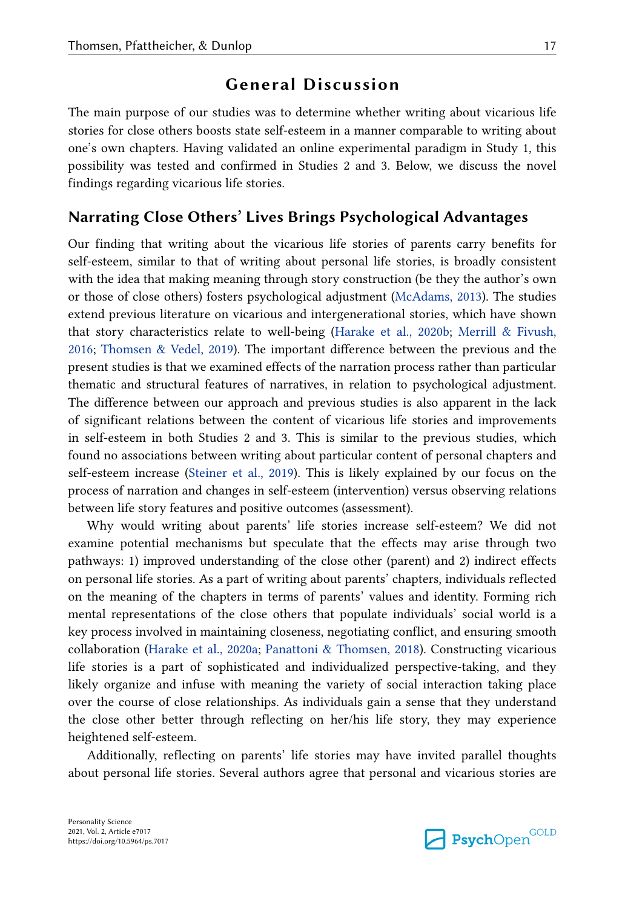# General Discussion

The main purpose of our studies was to determine whether writing about vicarious life stories for close others boosts state self-esteem in a manner comparable to writing about one's own chapters. Having validated an online experimental paradigm in Study 1, this possibility was tested and confirmed in Studies 2 and 3. Below, we discuss the novel findings regarding vicarious life stories.

## Narrating Close Others' Lives Brings Psychological Advantages

Our finding that writing about the vicarious life stories of parents carry benefits for self-esteem, similar to that of writing about personal life stories, is broadly consistent with the idea that making meaning through story construction (be they the author's own or those of close others) fosters psychological adjustment (McAdams, 2013). The studies extend previous literature on vicarious and intergenerational stories, which have shown that story characteristics relate to well-being (Harake et al., 2020b; Merrill & Fivush, 2016; Thomsen & Vedel, 2019). The important difference between the previous and the present studies is that we examined effects of the narration process rather than particular thematic and structural features of narratives, in relation to psychological adjustment. The difference between our approach and previous studies is also apparent in the lack of significant relations between the content of vicarious life stories and improvements in self-esteem in both Studies 2 and 3. This is similar to the previous studies, which found no associations between writing about particular content of personal chapters and self-esteem increase (Steiner et al., 2019). This is likely explained by our focus on the process of narration and changes in self-esteem (intervention) versus observing relations between life story features and positive outcomes (assessment).

Why would writing about parents' life stories increase self-esteem? We did not examine potential mechanisms but speculate that the effects may arise through two pathways: 1) improved understanding of the close other (parent) and 2) indirect effects on personal life stories. As a part of writing about parents' chapters, individuals reflected on the meaning of the chapters in terms of parents' values and identity. Forming rich mental representations of the close others that populate individuals' social world is a key process involved in maintaining closeness, negotiating conflict, and ensuring smooth collaboration (Harake et al., 2020a; Panattoni & Thomsen, 2018). Constructing vicarious life stories is a part of sophisticated and individualized perspective-taking, and they likely organize and infuse with meaning the variety of social interaction taking place over the course of close relationships. As individuals gain a sense that they understand the close other better through reflecting on her/his life story, they may experience heightened self-esteem.

Additionally, reflecting on parents' life stories may have invited parallel thoughts about personal life stories. Several authors agree that personal and vicarious stories are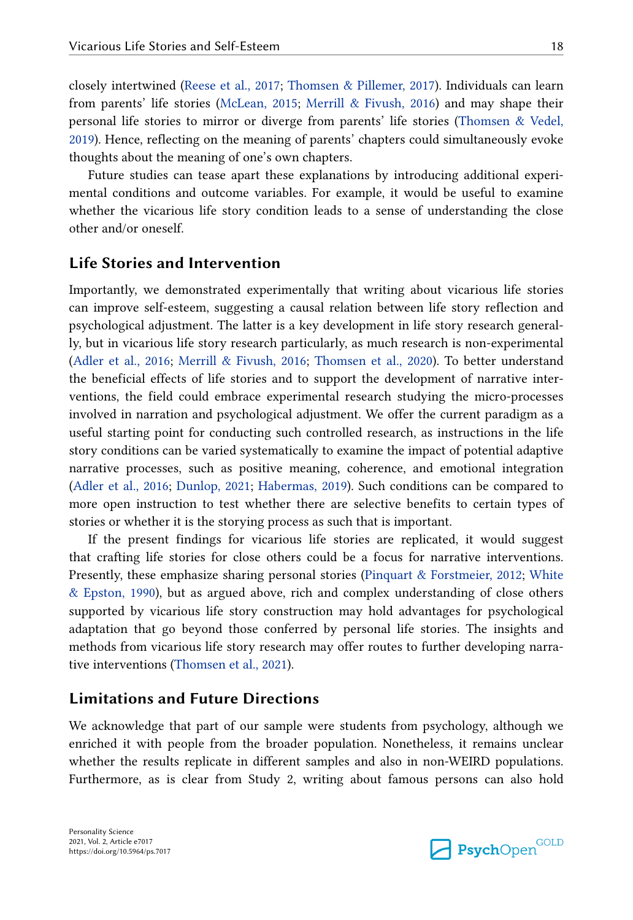closely intertwined (Reese et al., 2017; Thomsen & Pillemer, 2017). Individuals can learn from parents' life stories (McLean, 2015; Merrill & Fivush, 2016) and may shape their personal life stories to mirror or diverge from parents' life stories (Thomsen & Vedel, 2019). Hence, reflecting on the meaning of parents' chapters could simultaneously evoke thoughts about the meaning of one's own chapters.

Future studies can tease apart these explanations by introducing additional experimental conditions and outcome variables. For example, it would be useful to examine whether the vicarious life story condition leads to a sense of understanding the close other and/or oneself.

## Life Stories and Intervention

Importantly, we demonstrated experimentally that writing about vicarious life stories can improve self-esteem, suggesting a causal relation between life story reflection and psychological adjustment. The latter is a key development in life story research generally, but in vicarious life story research particularly, as much research is non-experimental (Adler et al., 2016; Merrill & Fivush, 2016; Thomsen et al., 2020). To better understand the beneficial effects of life stories and to support the development of narrative interventions, the field could embrace experimental research studying the micro-processes involved in narration and psychological adjustment. We offer the current paradigm as a useful starting point for conducting such controlled research, as instructions in the life story conditions can be varied systematically to examine the impact of potential adaptive narrative processes, such as positive meaning, coherence, and emotional integration (Adler et al., 2016; Dunlop, 2021; Habermas, 2019). Such conditions can be compared to more open instruction to test whether there are selective benefits to certain types of stories or whether it is the storying process as such that is important.

If the present findings for vicarious life stories are replicated, it would suggest that crafting life stories for close others could be a focus for narrative interventions. Presently, these emphasize sharing personal stories (Pinquart & Forstmeier, 2012; White & Epston, 1990), but as argued above, rich and complex understanding of close others supported by vicarious life story construction may hold advantages for psychological adaptation that go beyond those conferred by personal life stories. The insights and methods from vicarious life story research may offer routes to further developing narrative interventions (Thomsen et al., 2021).

## Limitations and Future Directions

We acknowledge that part of our sample were students from psychology, although we enriched it with people from the broader population. Nonetheless, it remains unclear whether the results replicate in different samples and also in non-WEIRD populations. Furthermore, as is clear from Study 2, writing about famous persons can also hold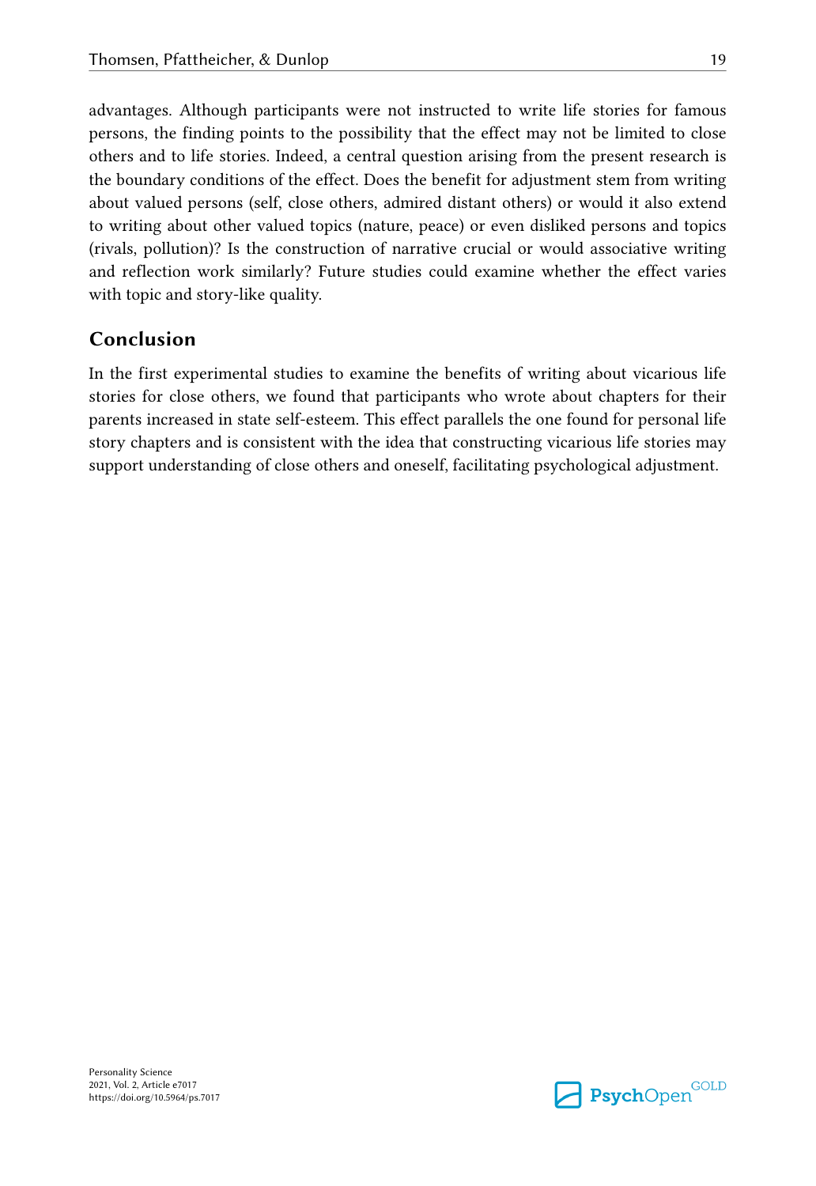advantages. Although participants were not instructed to write life stories for famous persons, the finding points to the possibility that the effect may not be limited to close others and to life stories. Indeed, a central question arising from the present research is the boundary conditions of the effect. Does the benefit for adjustment stem from writing about valued persons (self, close others, admired distant others) or would it also extend to writing about other valued topics (nature, peace) or even disliked persons and topics (rivals, pollution)? Is the construction of narrative crucial or would associative writing and reflection work similarly? Future studies could examine whether the effect varies with topic and story-like quality.

## Conclusion

In the first experimental studies to examine the benefits of writing about vicarious life stories for close others, we found that participants who wrote about chapters for their parents increased in state self-esteem. This effect parallels the one found for personal life story chapters and is consistent with the idea that constructing vicarious life stories may support understanding of close others and oneself, facilitating psychological adjustment.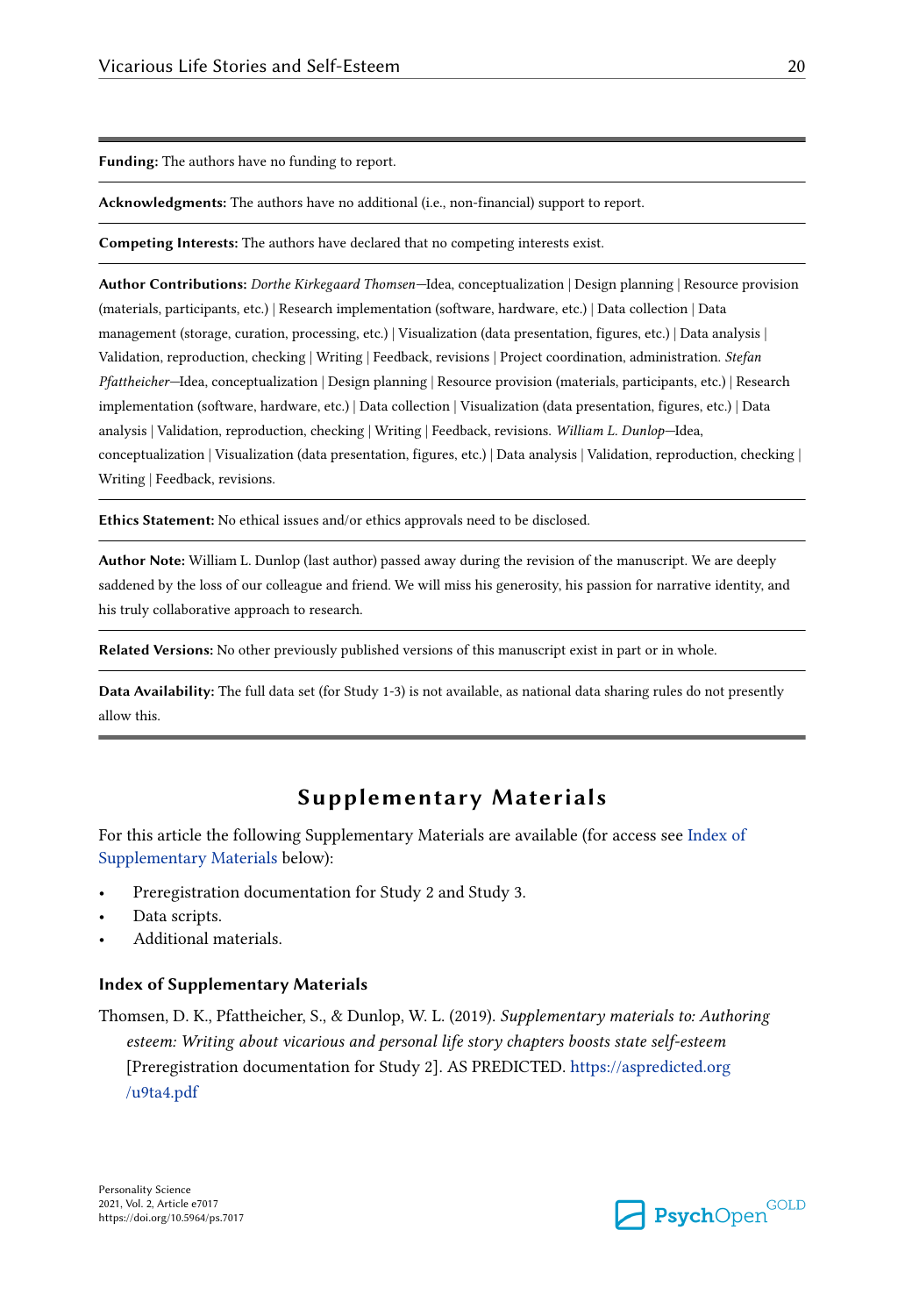**Funding:** The authors have no funding to report.

**Acknowledgments:** The authors have no additional (i.e., non-financial) support to report.

**Competing Interests:** The authors have declared that no competing interests exist.

**Author Contributions:** *Dorthe Kirkegaard Thomsen*—Idea, conceptualization | Design planning | Resource provision (materials, participants, etc.) | Research implementation (software, hardware, etc.) | Data collection | Data management (storage, curation, processing, etc.) | Visualization (data presentation, figures, etc.) | Data analysis | Validation, reproduction, checking | Writing | Feedback, revisions | Project coordination, administration. *Stefan Pfattheicher*—Idea, conceptualization | Design planning | Resource provision (materials, participants, etc.) | Research implementation (software, hardware, etc.) | Data collection | Visualization (data presentation, figures, etc.) | Data analysis | Validation, reproduction, checking | Writing | Feedback, revisions. *William L. Dunlop*—Idea, conceptualization | Visualization (data presentation, figures, etc.) | Data analysis | Validation, reproduction, checking | Writing | Feedback, revisions.

**Ethics Statement:** No ethical issues and/or ethics approvals need to be disclosed.

**Author Note:** William L. Dunlop (last author) passed away during the revision of the manuscript. We are deeply saddened by the loss of our colleague and friend. We will miss his generosity, his passion for narrative identity, and his truly collaborative approach to research.

**Related Versions:** No other previously published versions of this manuscript exist in part or in whole.

**Data Availability:** The full data set (for Study 1-3) is not available, as national data sharing rules do not presently allow this.

## Supplementary Materials

For this article the following Supplementary Materials are available (for access see Index of Supplementary Materials below):

- Preregistration documentation for Study 2 and Study 3.
- Data scripts.
- Additional materials.

### Index of Supplementary Materials

Thomsen, D. K., Pfattheicher, S., & Dunlop, W. L. (2019). *Supplementary materials to: Authoring esteem: Writing about vicarious and personal life story chapters boosts state self-esteem* [Preregistration documentation for Study 2]. AS PREDICTED. https://aspredicted.org/u9ta4.pdf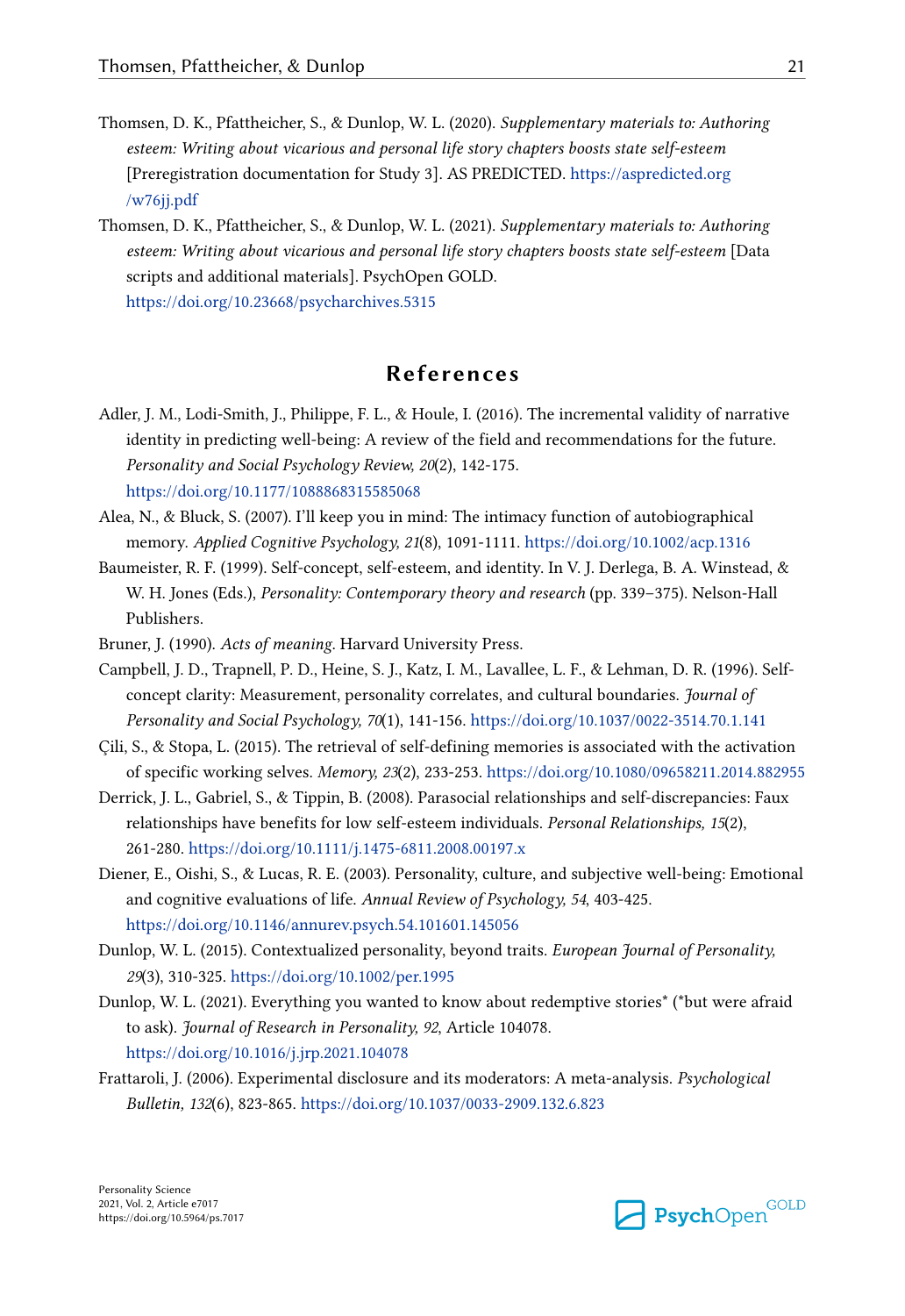Thomsen, D. K., Pfattheicher, S., & Dunlop, W. L. (2020). *Supplementary materials to: Authoring esteem: Writing about vicarious and personal life story chapters boosts state self-esteem* [Preregistration documentation for Study 3]. AS PREDICTED. https://aspredicted.org/w76jj.pdf

Thomsen, D. K., Pfattheicher, S., & Dunlop, W. L. (2021). *Supplementary materials to: Authoring esteem: Writing about vicarious and personal life story chapters boosts state self-esteem* [Data scripts and additional materials]. PsychOpen GOLD. https://doi.org/10.23668/psycharchives.5315

## References

Adler, J. M., Lodi-Smith, J., Philippe, F. L., & Houle, I. (2016). The incremental validity of narrative identity in predicting well-being: A review of the field and recommendations for the future. *Personality and Social Psychology Review, 20*(2), 142-175. https://doi.org/10.1177/1088868315585068

Alea, N., & Bluck, S. (2007). I'll keep you in mind: The intimacy function of autobiographical memory. *Applied Cognitive Psychology, 21*(8), 1091-1111. https://doi.org/10.1002/acp.1316

Baumeister, R. F. (1999). Self-concept, self-esteem, and identity. In V. J. Derlega, B. A. Winstead, & W. H. Jones (Eds.), *Personality: Contemporary theory and research* (pp. 339–375). Nelson-Hall Publishers.

Bruner, J. (1990). *Acts of meaning*. Harvard University Press.

Campbell, J. D., Trapnell, P. D., Heine, S. J., Katz, I. M., Lavallee, L. F., & Lehman, D. R. (1996). Self-concept clarity: Measurement, personality correlates, and cultural boundaries. *Journal of Personality and Social Psychology, 70*(1), 141-156. https://doi.org/10.1037/0022-3514.70.1.141

Çili, S., & Stopa, L. (2015). The retrieval of self-defining memories is associated with the activation of specific working selves. *Memory, 23*(2), 233-253. https://doi.org/10.1080/09658211.2014.882955

Derrick, J. L., Gabriel, S., & Tippin, B. (2008). Parasocial relationships and self-discrepancies: Faux relationships have benefits for low self-esteem individuals. *Personal Relationships, 15*(2), 261-280. https://doi.org/10.1111/j.1475-6811.2008.00197.x

Diener, E., Oishi, S., & Lucas, R. E. (2003). Personality, culture, and subjective well-being: Emotional and cognitive evaluations of life. *Annual Review of Psychology, 54*, 403-425. https://doi.org/10.1146/annurev.psych.54.101601.145056

Dunlop, W. L. (2015). Contextualized personality, beyond traits. *European Journal of Personality, 29*(3), 310-325. https://doi.org/10.1002/per.1995

Dunlop, W. L. (2021). Everything you wanted to know about redemptive stories* (*but were afraid to ask). *Journal of Research in Personality, 92*, Article 104078. https://doi.org/10.1016/j.jrp.2021.104078

Frattaroli, J. (2006). Experimental disclosure and its moderators: A meta-analysis. *Psychological Bulletin, 132*(6), 823-865. https://doi.org/10.1037/0033-2909.132.6.823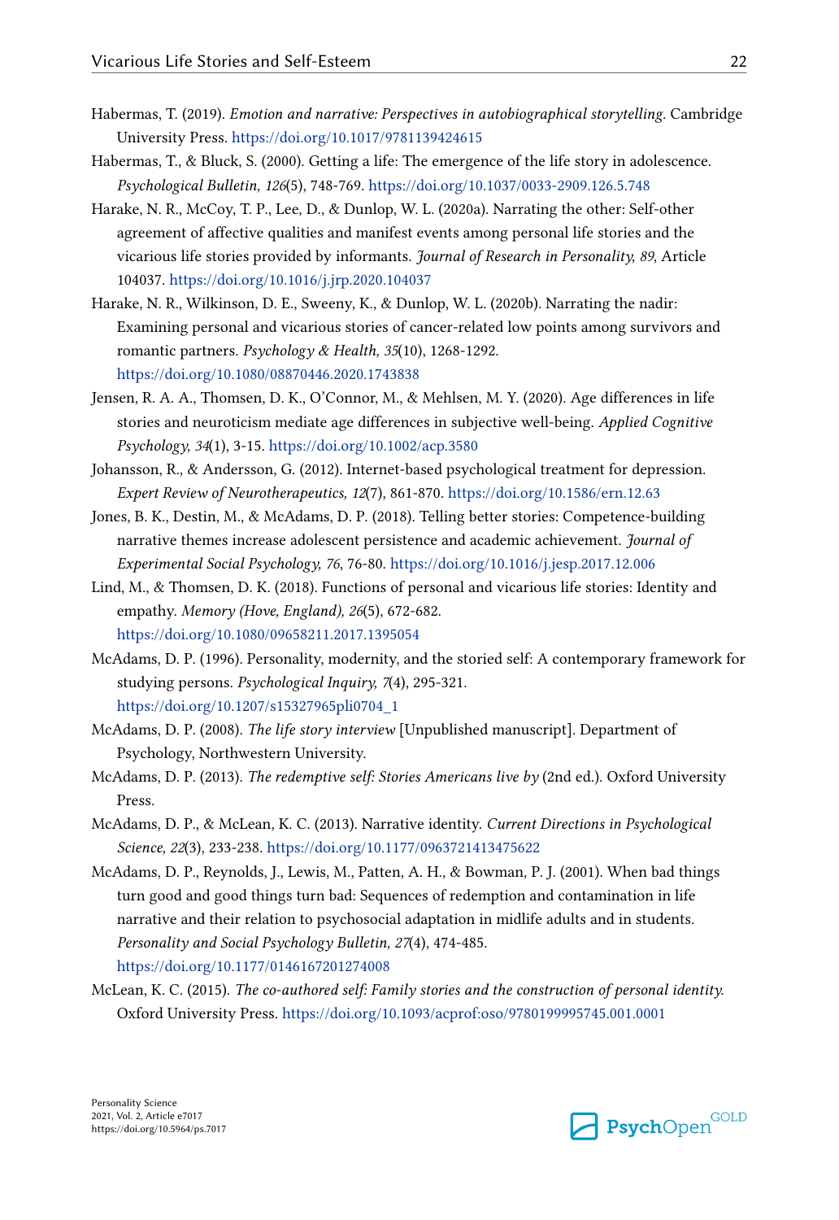Habermas, T. (2019). *Emotion and narrative: Perspectives in autobiographical storytelling*. Cambridge University Press. https://doi.org/10.1017/9781139424615

Habermas, T., & Bluck, S. (2000). Getting a life: The emergence of the life story in adolescence. *Psychological Bulletin, 126*(5), 748-769. https://doi.org/10.1037/0033-2909.126.5.748

Harake, N. R., McCoy, T. P., Lee, D., & Dunlop, W. L. (2020a). Narrating the other: Self-other agreement of affective qualities and manifest events among personal life stories and the vicarious life stories provided by informants. *Journal of Research in Personality, 89*, Article 104037. https://doi.org/10.1016/j.jrp.2020.104037

Harake, N. R., Wilkinson, D. E., Sweeny, K., & Dunlop, W. L. (2020b). Narrating the nadir: Examining personal and vicarious stories of cancer-related low points among survivors and romantic partners. *Psychology & Health, 35*(10), 1268-1292. https://doi.org/10.1080/08870446.2020.1743838

Jensen, R. A. A., Thomsen, D. K., O'Connor, M., & Mehlsen, M. Y. (2020). Age differences in life stories and neuroticism mediate age differences in subjective well-being. *Applied Cognitive Psychology, 34*(1), 3-15. https://doi.org/10.1002/acp.3580

Johansson, R., & Andersson, G. (2012). Internet-based psychological treatment for depression. *Expert Review of Neurotherapeutics, 12*(7), 861-870. https://doi.org/10.1586/ern.12.63

Jones, B. K., Destin, M., & McAdams, D. P. (2018). Telling better stories: Competence-building narrative themes increase adolescent persistence and academic achievement. *Journal of Experimental Social Psychology, 76*, 76-80. https://doi.org/10.1016/j.jesp.2017.12.006

Lind, M., & Thomsen, D. K. (2018). Functions of personal and vicarious life stories: Identity and empathy. *Memory (Hove, England), 26*(5), 672-682. https://doi.org/10.1080/09658211.2017.1395054

McAdams, D. P. (1996). Personality, modernity, and the storied self: A contemporary framework for studying persons. *Psychological Inquiry, 7*(4), 295-321. https://doi.org/10.1207/s15327965pli0704_1

McAdams, D. P. (2008). *The life story interview* [Unpublished manuscript]. Department of Psychology, Northwestern University.

McAdams, D. P. (2013). *The redemptive self: Stories Americans live by* (2nd ed.). Oxford University Press.

McAdams, D. P., & McLean, K. C. (2013). Narrative identity. *Current Directions in Psychological Science, 22*(3), 233-238. https://doi.org/10.1177/0963721413475622

McAdams, D. P., Reynolds, J., Lewis, M., Patten, A. H., & Bowman, P. J. (2001). When bad things turn good and good things turn bad: Sequences of redemption and contamination in life narrative and their relation to psychosocial adaptation in midlife adults and in students. *Personality and Social Psychology Bulletin, 27*(4), 474-485. https://doi.org/10.1177/0146167201274008

McLean, K. C. (2015). *The co-authored self: Family stories and the construction of personal identity.* Oxford University Press. https://doi.org/10.1093/acprof:oso/9780199995745.001.0001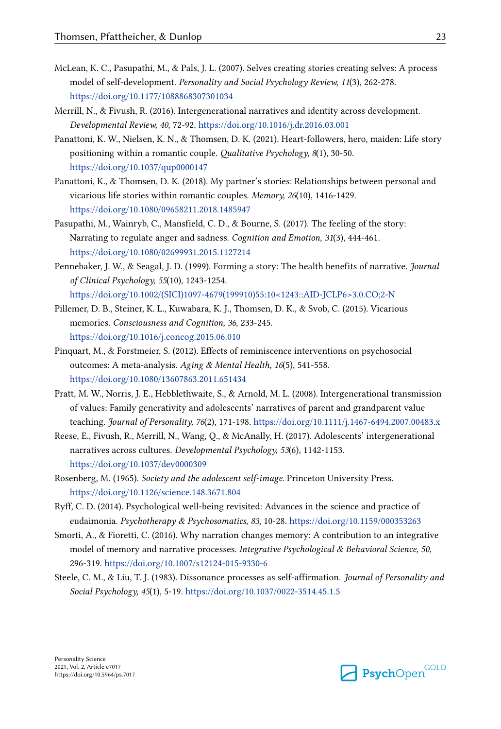McLean, K. C., Pasupathi, M., & Pals, J. L. (2007). Selves creating stories creating selves: A process model of self-development. *Personality and Social Psychology Review, 11*(3), 262-278. https://doi.org/10.1177/1088868307301034

Merrill, N., & Fivush, R. (2016). Intergenerational narratives and identity across development. *Developmental Review, 40*, 72-92. https://doi.org/10.1016/j.dr.2016.03.001

Panattoni, K. W., Nielsen, K. N., & Thomsen, D. K. (2021). Heart-followers, hero, maiden: Life story positioning within a romantic couple. *Qualitative Psychology, 8*(1), 30-50. https://doi.org/10.1037/qup0000147

Panattoni, K., & Thomsen, D. K. (2018). My partner's stories: Relationships between personal and vicarious life stories within romantic couples. *Memory, 26*(10), 1416-1429. https://doi.org/10.1080/09658211.2018.1485947

Pasupathi, M., Wainryb, C., Mansfield, C. D., & Bourne, S. (2017). The feeling of the story: Narrating to regulate anger and sadness. *Cognition and Emotion, 31*(3), 444-461. https://doi.org/10.1080/02699931.2015.1127214

Pennebaker, J. W., & Seagal, J. D. (1999). Forming a story: The health benefits of narrative. *Journal of Clinical Psychology, 55*(10), 1243-1254. https://doi.org/10.1002/(SICI)1097-4679(199910)55:10<1243::AID-JCLP6>3.0.CO;2-N

Pillemer, D. B., Steiner, K. L., Kuwabara, K. J., Thomsen, D. K., & Svob, C. (2015). Vicarious memories. *Consciousness and Cognition, 36*, 233-245. https://doi.org/10.1016/j.concog.2015.06.010

Pinquart, M., & Forstmeier, S. (2012). Effects of reminiscence interventions on psychosocial outcomes: A meta-analysis. *Aging & Mental Health, 16*(5), 541-558. https://doi.org/10.1080/13607863.2011.651434

Pratt, M. W., Norris, J. E., Hebblethwaite, S., & Arnold, M. L. (2008). Intergenerational transmission of values: Family generativity and adolescents' narratives of parent and grandparent value teaching. *Journal of Personality, 76*(2), 171-198. https://doi.org/10.1111/j.1467-6494.2007.00483.x

Reese, E., Fivush, R., Merrill, N., Wang, Q., & McAnally, H. (2017). Adolescents' intergenerational narratives across cultures. *Developmental Psychology, 53*(6), 1142-1153. https://doi.org/10.1037/dev0000309

Rosenberg, M. (1965). *Society and the adolescent self-image.* Princeton University Press. https://doi.org/10.1126/science.148.3671.804

Ryff, C. D. (2014). Psychological well-being revisited: Advances in the science and practice of eudaimonia. *Psychotherapy & Psychosomatics, 83*, 10-28. https://doi.org/10.1159/000353263

Smorti, A., & Fioretti, C. (2016). Why narration changes memory: A contribution to an integrative model of memory and narrative processes. *Integrative Psychological & Behavioral Science, 50*, 296-319. https://doi.org/10.1007/s12124-015-9330-6

Steele, C. M., & Liu, T. J. (1983). Dissonance processes as self-affirmation. *Journal of Personality and Social Psychology, 45*(1), 5-19. https://doi.org/10.1037/0022-3514.45.1.5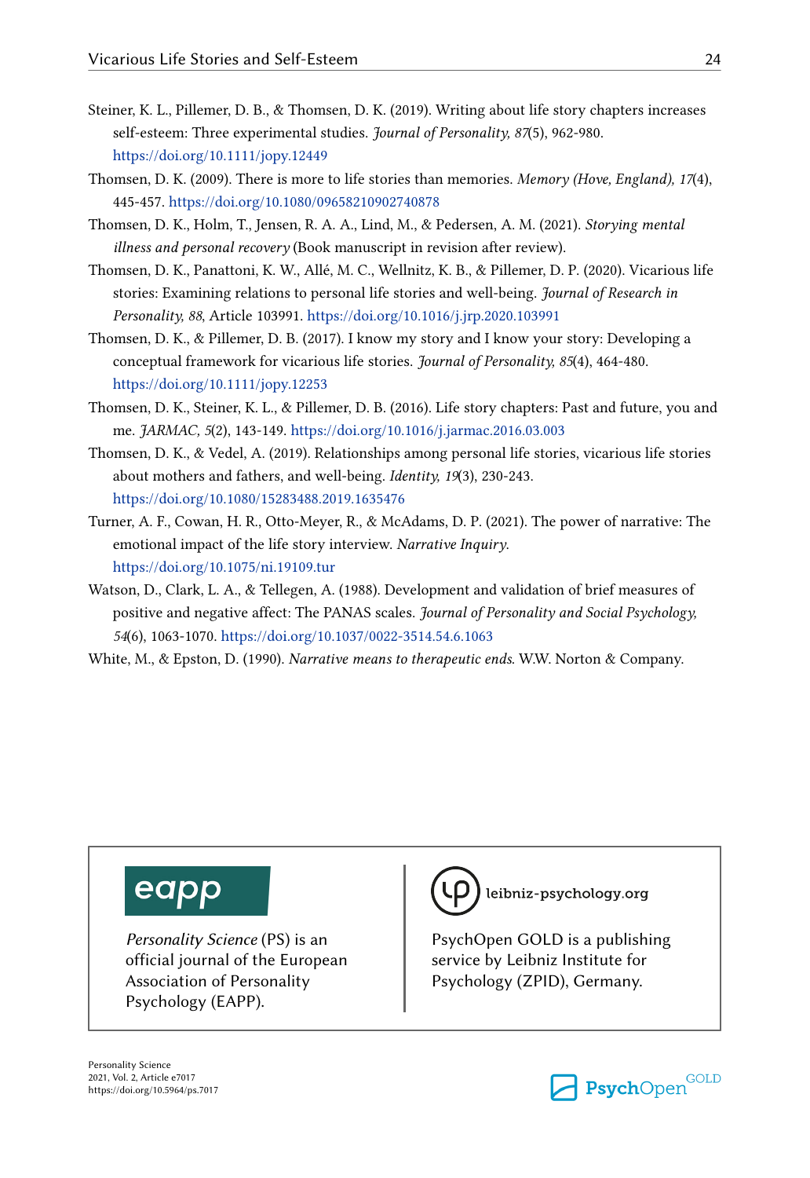Steiner, K. L., Pillemer, D. B., & Thomsen, D. K. (2019). Writing about life story chapters increases self-esteem: Three experimental studies. *Journal of Personality, 87*(5), 962-980. https://doi.org/10.1111/jopy.12449

Thomsen, D. K. (2009). There is more to life stories than memories. *Memory (Hove, England), 17*(4), 445-457. https://doi.org/10.1080/09658210902740878

Thomsen, D. K., Holm, T., Jensen, R. A. A., Lind, M., & Pedersen, A. M. (2021). *Storying mental illness and personal recovery* (Book manuscript in revision after review).

Thomsen, D. K., Panattoni, K. W., Allé, M. C., Wellnitz, K. B., & Pillemer, D. P. (2020). Vicarious life stories: Examining relations to personal life stories and well-being. *Journal of Research in Personality, 88*, Article 103991. https://doi.org/10.1016/j.jrp.2020.103991

Thomsen, D. K., & Pillemer, D. B. (2017). I know my story and I know your story: Developing a conceptual framework for vicarious life stories. *Journal of Personality, 85*(4), 464-480. https://doi.org/10.1111/jopy.12253

Thomsen, D. K., Steiner, K. L., & Pillemer, D. B. (2016). Life story chapters: Past and future, you and me. *JARMAC, 5*(2), 143-149. https://doi.org/10.1016/j.jarmac.2016.03.003

Thomsen, D. K., & Vedel, A. (2019). Relationships among personal life stories, vicarious life stories about mothers and fathers, and well-being. *Identity, 19*(3), 230-243. https://doi.org/10.1080/15283488.2019.1635476

Turner, A. F., Cowan, H. R., Otto-Meyer, R., & McAdams, D. P. (2021). The power of narrative: The emotional impact of the life story interview. *Narrative Inquiry*. https://doi.org/10.1075/ni.19109.tur

Watson, D., Clark, L. A., & Tellegen, A. (1988). Development and validation of brief measures of positive and negative affect: The PANAS scales. *Journal of Personality and Social Psychology, 54*(6), 1063-1070. https://doi.org/10.1037/0022-3514.54.6.1063

White, M., & Epston, D. (1990). *Narrative means to therapeutic ends*. W.W. Norton & Company.

eapp

*Personality Science* (PS) is an official journal of the European Association of Personality Psychology (EAPP).

leibniz-psychology.org

PsychOpen GOLD is a publishing service by Leibniz Institute for Psychology (ZPID), Germany.